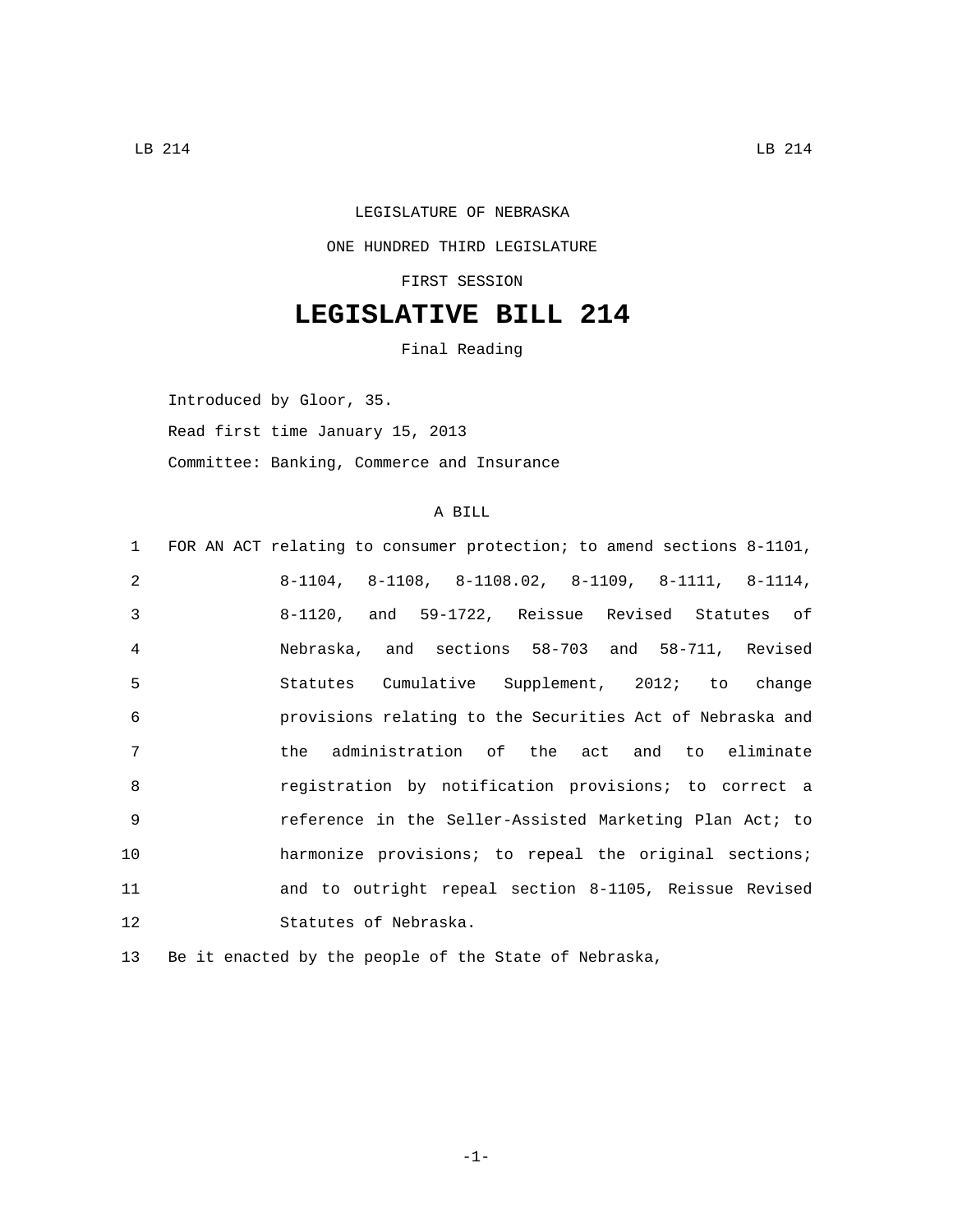LEGISLATURE OF NEBRASKA

ONE HUNDRED THIRD LEGISLATURE

FIRST SESSION

# LEGISLATIVE BILL 214

Final Reading

Introduced by Gloor, 35.

Read first time January 15, 2013

Committee: Banking, Commerce and Insurance

A BILL

1 FOR AN ACT relating to consumer protection; to amend sections 8-1101,
2 8-1104, 8-1108, 8-1108.02, 8-1109, 8-1111, 8-1114,
3 8-1120, and 59-1722, Reissue Revised Statutes of
4 Nebraska, and sections 58-703 and 58-711, Revised
5 Statutes Cumulative Supplement, 2012; to change
6 provisions relating to the Securities Act of Nebraska and
7 the administration of the act and to eliminate
8 registration by notification provisions; to correct a
9 reference in the Seller-Assisted Marketing Plan Act; to
10 harmonize provisions; to repeal the original sections;
11 and to outright repeal section 8-1105, Reissue Revised
12 Statutes of Nebraska.

13 Be it enacted by the people of the State of Nebraska,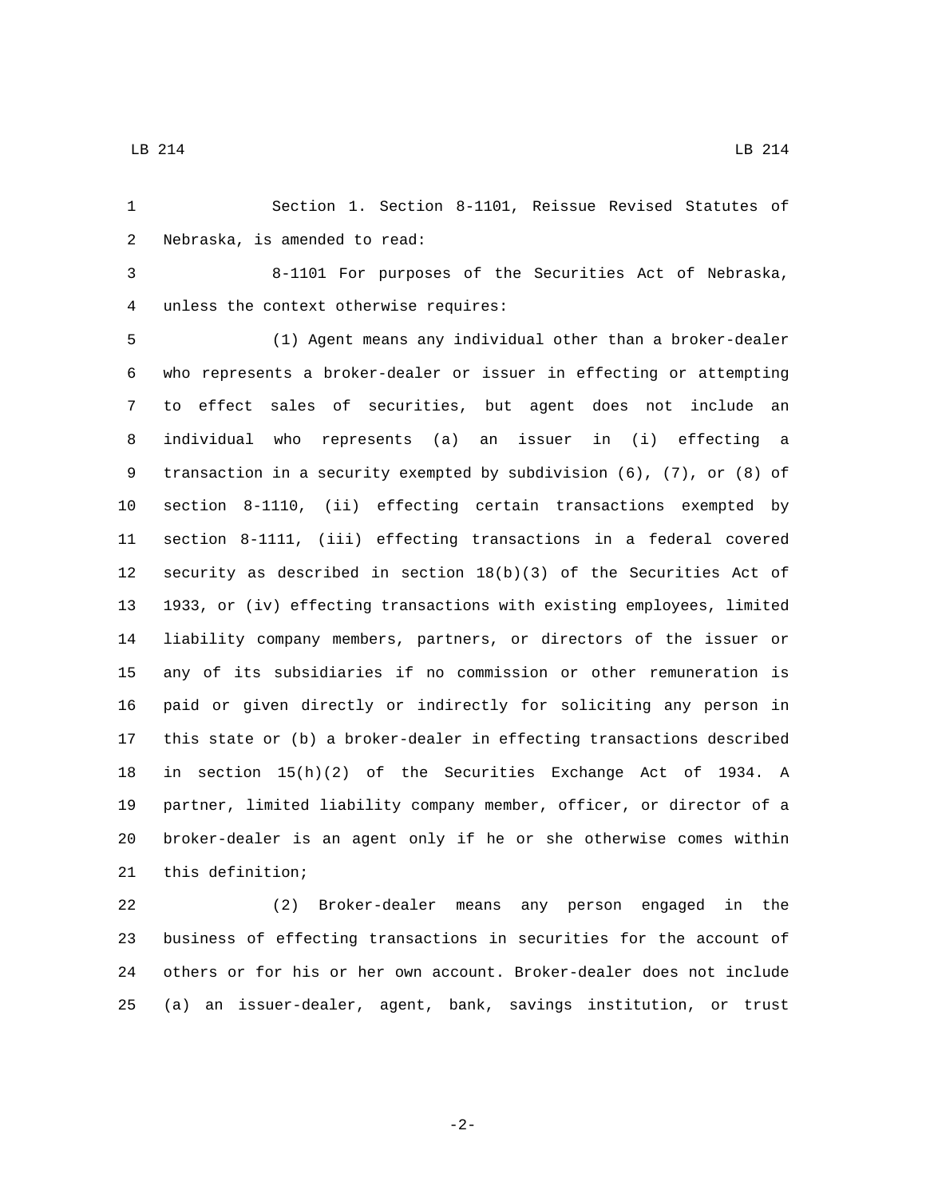Section 1. Section 8-1101, Reissue Revised Statutes of Nebraska, is amended to read:

8-1101 For purposes of the Securities Act of Nebraska, unless the context otherwise requires:

(1) Agent means any individual other than a broker-dealer who represents a broker-dealer or issuer in effecting or attempting to effect sales of securities, but agent does not include an individual who represents (a) an issuer in (i) effecting a transaction in a security exempted by subdivision (6), (7), or (8) of section 8-1110, (ii) effecting certain transactions exempted by section 8-1111, (iii) effecting transactions in a federal covered security as described in section 18(b)(3) of the Securities Act of 1933, or (iv) effecting transactions with existing employees, limited liability company members, partners, or directors of the issuer or any of its subsidiaries if no commission or other remuneration is paid or given directly or indirectly for soliciting any person in this state or (b) a broker-dealer in effecting transactions described in section 15(h)(2) of the Securities Exchange Act of 1934. A partner, limited liability company member, officer, or director of a broker-dealer is an agent only if he or she otherwise comes within this definition;

(2) Broker-dealer means any person engaged in the business of effecting transactions in securities for the account of others or for his or her own account. Broker-dealer does not include (a) an issuer-dealer, agent, bank, savings institution, or trust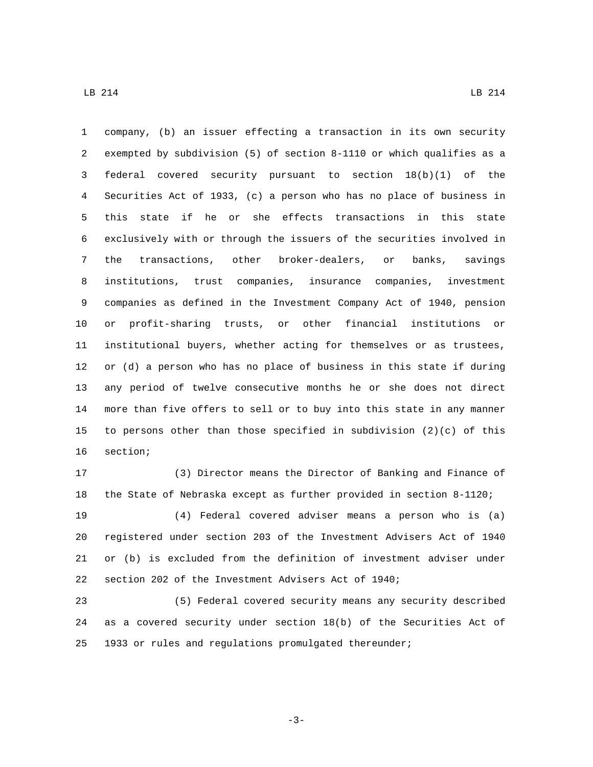company, (b) an issuer effecting a transaction in its own security exempted by subdivision (5) of section 8-1110 or which qualifies as a federal covered security pursuant to section 18(b)(1) of the Securities Act of 1933, (c) a person who has no place of business in this state if he or she effects transactions in this state exclusively with or through the issuers of the securities involved in the transactions, other broker-dealers, or banks, savings institutions, trust companies, insurance companies, investment companies as defined in the Investment Company Act of 1940, pension or profit-sharing trusts, or other financial institutions or institutional buyers, whether acting for themselves or as trustees, or (d) a person who has no place of business in this state if during any period of twelve consecutive months he or she does not direct more than five offers to sell or to buy into this state in any manner to persons other than those specified in subdivision (2)(c) of this section;

(3) Director means the Director of Banking and Finance of the State of Nebraska except as further provided in section 8-1120;

(4) Federal covered adviser means a person who is (a) registered under section 203 of the Investment Advisers Act of 1940 or (b) is excluded from the definition of investment adviser under section 202 of the Investment Advisers Act of 1940;

(5) Federal covered security means any security described as a covered security under section 18(b) of the Securities Act of 1933 or rules and regulations promulgated thereunder;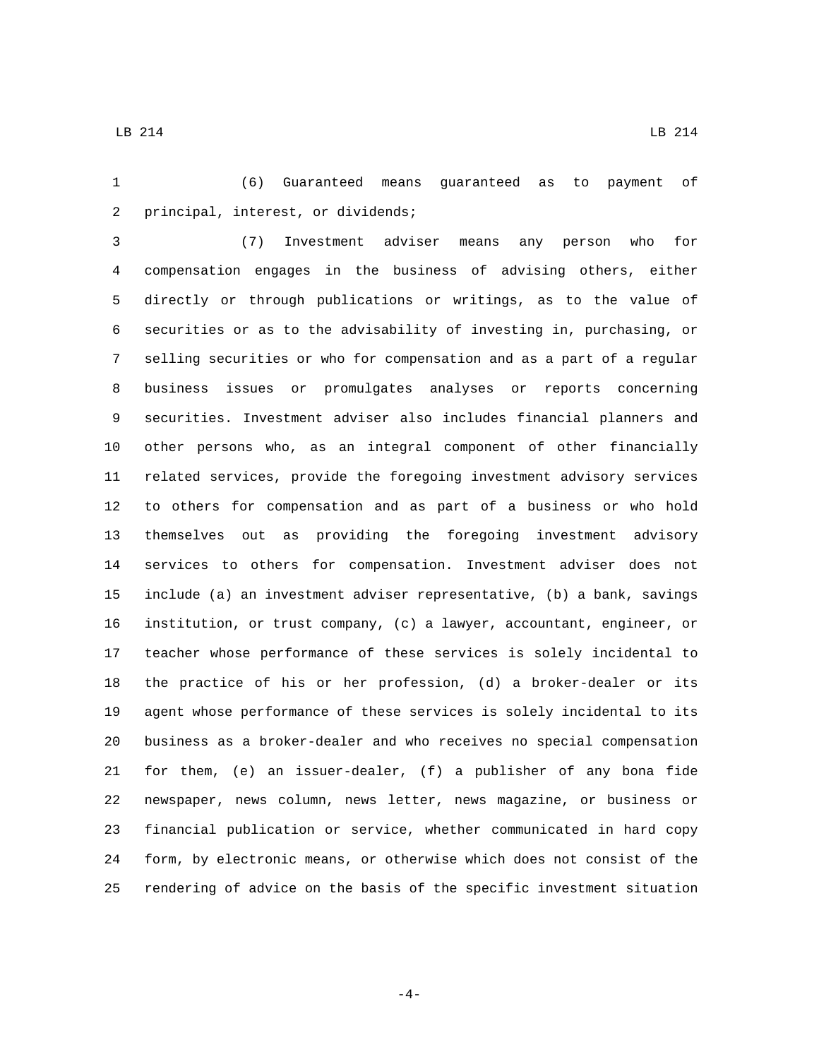(6) Guaranteed means guaranteed as to payment of principal, interest, or dividends;

(7) Investment adviser means any person who for compensation engages in the business of advising others, either directly or through publications or writings, as to the value of securities or as to the advisability of investing in, purchasing, or selling securities or who for compensation and as a part of a regular business issues or promulgates analyses or reports concerning securities. Investment adviser also includes financial planners and other persons who, as an integral component of other financially related services, provide the foregoing investment advisory services to others for compensation and as part of a business or who hold themselves out as providing the foregoing investment advisory services to others for compensation. Investment adviser does not include (a) an investment adviser representative, (b) a bank, savings institution, or trust company, (c) a lawyer, accountant, engineer, or teacher whose performance of these services is solely incidental to the practice of his or her profession, (d) a broker-dealer or its agent whose performance of these services is solely incidental to its business as a broker-dealer and who receives no special compensation for them, (e) an issuer-dealer, (f) a publisher of any bona fide newspaper, news column, news letter, news magazine, or business or financial publication or service, whether communicated in hard copy form, by electronic means, or otherwise which does not consist of the rendering of advice on the basis of the specific investment situation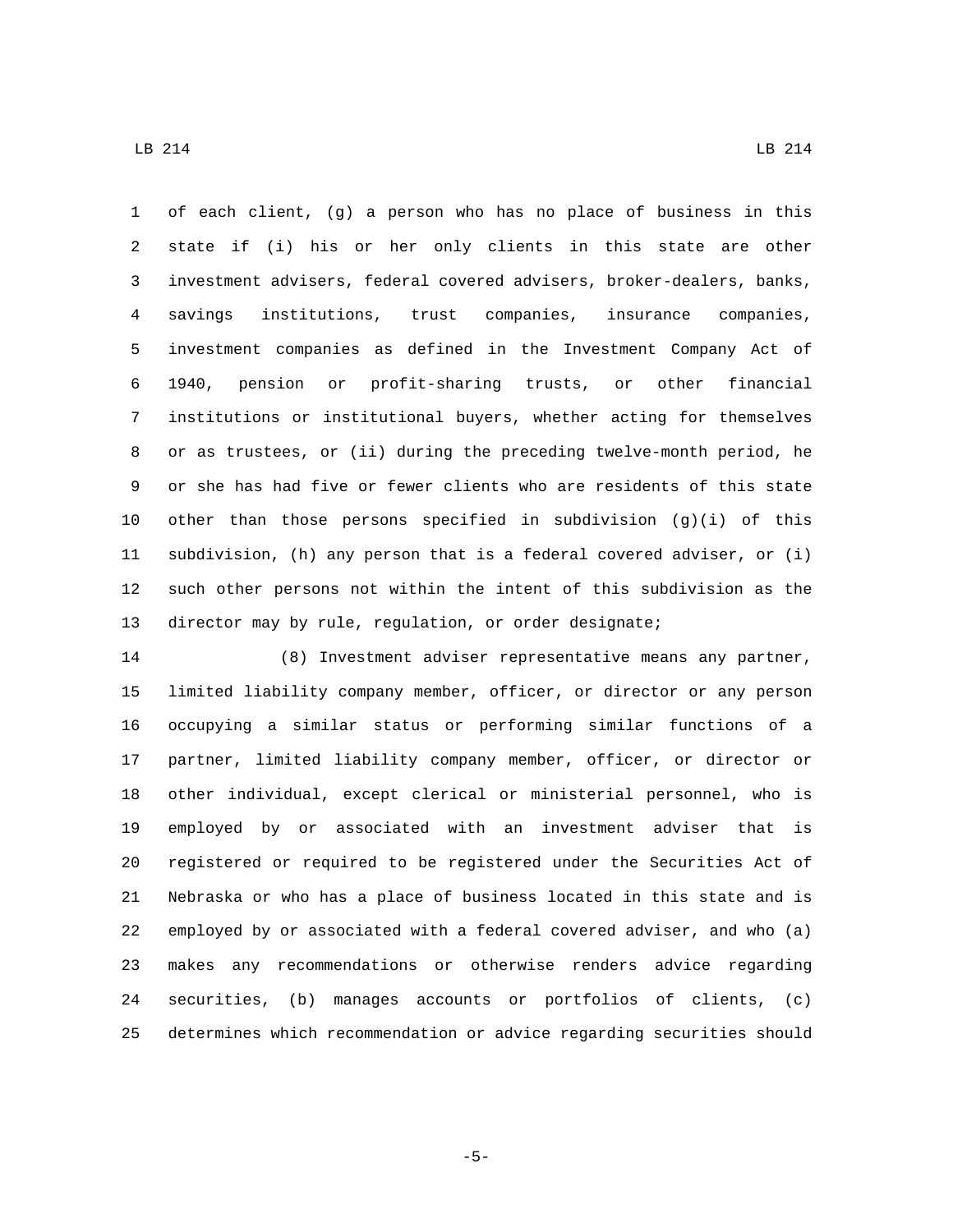of each client, (g) a person who has no place of business in this state if (i) his or her only clients in this state are other investment advisers, federal covered advisers, broker-dealers, banks, savings institutions, trust companies, insurance companies, investment companies as defined in the Investment Company Act of 1940, pension or profit-sharing trusts, or other financial institutions or institutional buyers, whether acting for themselves or as trustees, or (ii) during the preceding twelve-month period, he or she has had five or fewer clients who are residents of this state other than those persons specified in subdivision (g)(i) of this subdivision, (h) any person that is a federal covered adviser, or (i) such other persons not within the intent of this subdivision as the director may by rule, regulation, or order designate;

(8) Investment adviser representative means any partner, limited liability company member, officer, or director or any person occupying a similar status or performing similar functions of a partner, limited liability company member, officer, or director or other individual, except clerical or ministerial personnel, who is employed by or associated with an investment adviser that is registered or required to be registered under the Securities Act of Nebraska or who has a place of business located in this state and is employed by or associated with a federal covered adviser, and who (a) makes any recommendations or otherwise renders advice regarding securities, (b) manages accounts or portfolios of clients, (c) determines which recommendation or advice regarding securities should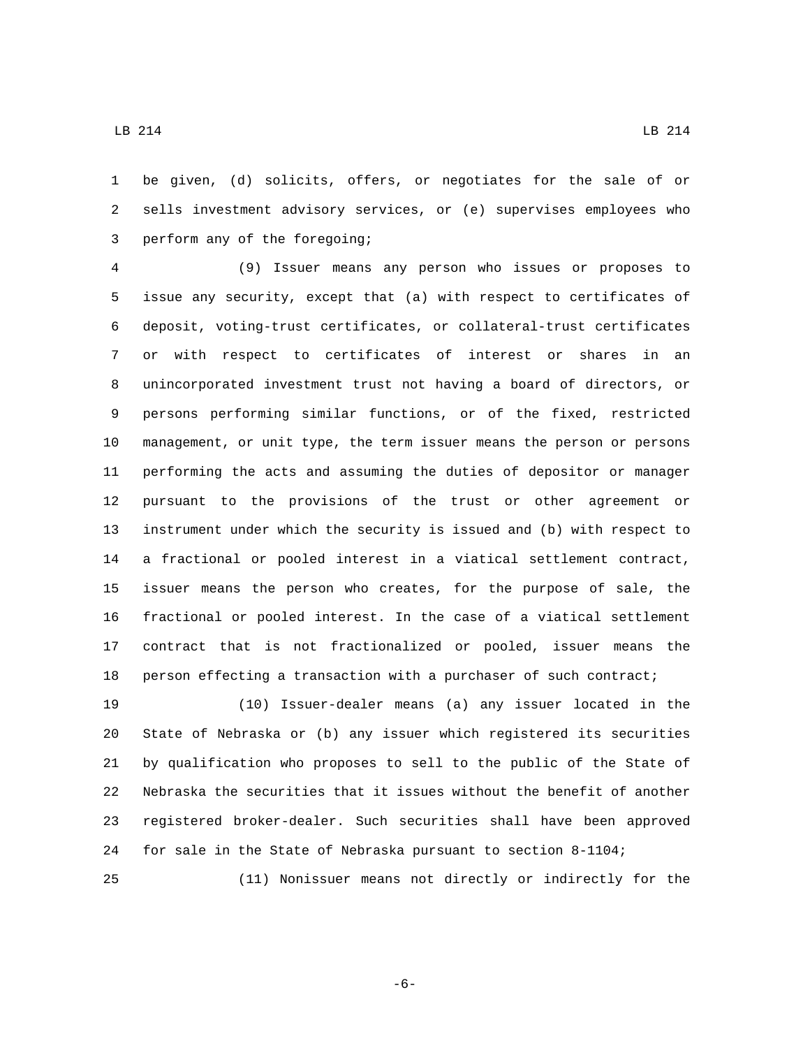be given, (d) solicits, offers, or negotiates for the sale of or sells investment advisory services, or (e) supervises employees who perform any of the foregoing;

(9) Issuer means any person who issues or proposes to issue any security, except that (a) with respect to certificates of deposit, voting-trust certificates, or collateral-trust certificates or with respect to certificates of interest or shares in an unincorporated investment trust not having a board of directors, or persons performing similar functions, or of the fixed, restricted management, or unit type, the term issuer means the person or persons performing the acts and assuming the duties of depositor or manager pursuant to the provisions of the trust or other agreement or instrument under which the security is issued and (b) with respect to a fractional or pooled interest in a viatical settlement contract, issuer means the person who creates, for the purpose of sale, the fractional or pooled interest. In the case of a viatical settlement contract that is not fractionalized or pooled, issuer means the person effecting a transaction with a purchaser of such contract;

(10) Issuer-dealer means (a) any issuer located in the State of Nebraska or (b) any issuer which registered its securities by qualification who proposes to sell to the public of the State of Nebraska the securities that it issues without the benefit of another registered broker-dealer. Such securities shall have been approved for sale in the State of Nebraska pursuant to section 8-1104;

(11) Nonissuer means not directly or indirectly for the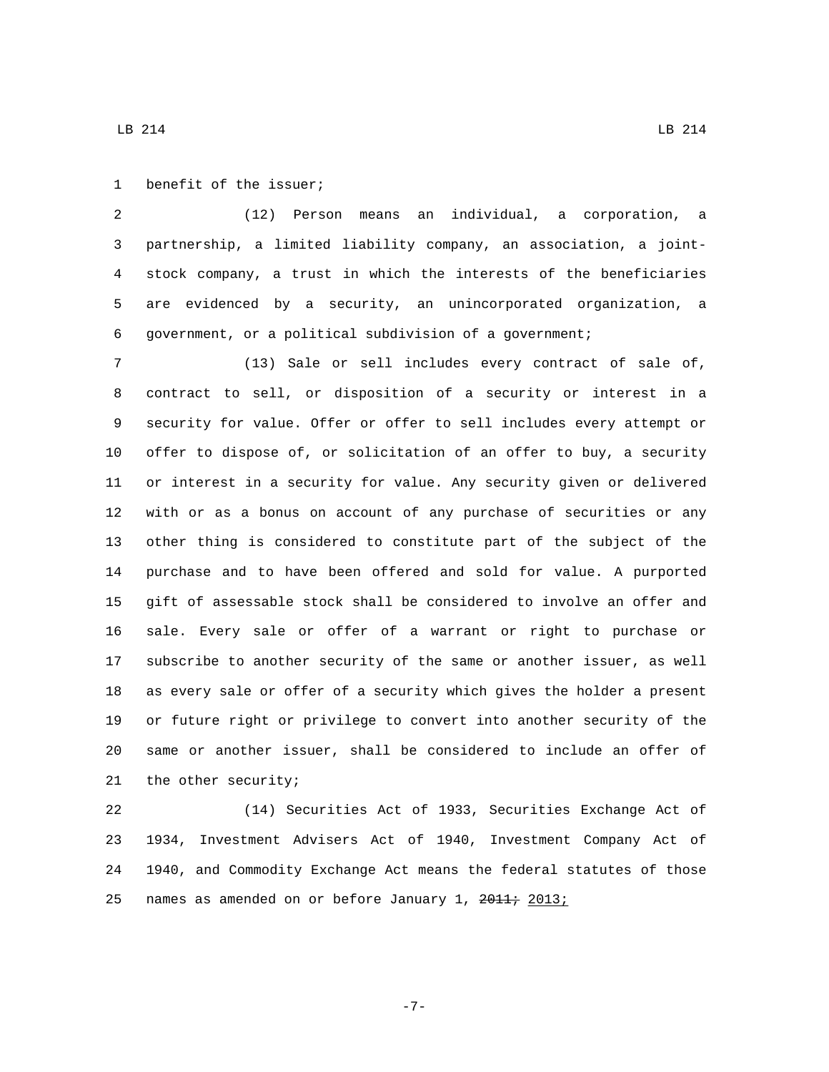benefit of the issuer;

(12) Person means an individual, a corporation, a partnership, a limited liability company, an association, a joint-stock company, a trust in which the interests of the beneficiaries are evidenced by a security, an unincorporated organization, a government, or a political subdivision of a government;

(13) Sale or sell includes every contract of sale of, contract to sell, or disposition of a security or interest in a security for value. Offer or offer to sell includes every attempt or offer to dispose of, or solicitation of an offer to buy, a security or interest in a security for value. Any security given or delivered with or as a bonus on account of any purchase of securities or any other thing is considered to constitute part of the subject of the purchase and to have been offered and sold for value. A purported gift of assessable stock shall be considered to involve an offer and sale. Every sale or offer of a warrant or right to purchase or subscribe to another security of the same or another issuer, as well as every sale or offer of a security which gives the holder a present or future right or privilege to convert into another security of the same or another issuer, shall be considered to include an offer of the other security;

(14) Securities Act of 1933, Securities Exchange Act of 1934, Investment Advisers Act of 1940, Investment Company Act of 1940, and Commodity Exchange Act means the federal statutes of those names as amended on or before January 1, ~~2011;~~ 2013;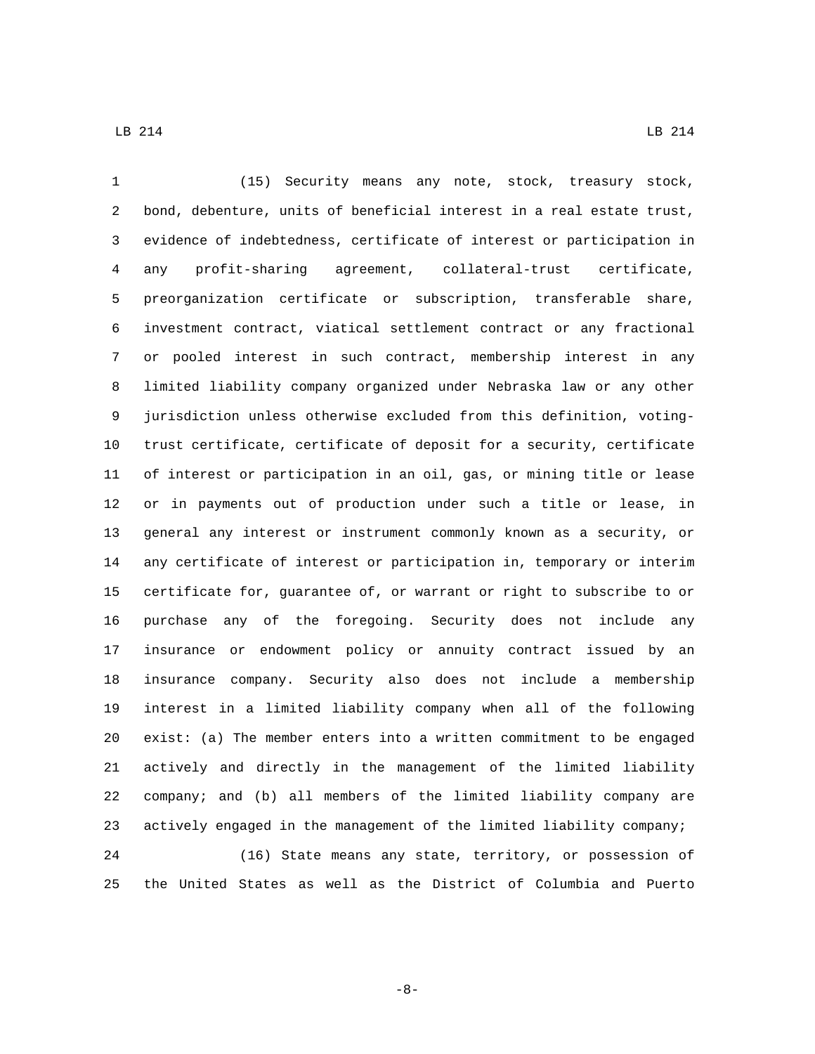(15) Security means any note, stock, treasury stock, bond, debenture, units of beneficial interest in a real estate trust, evidence of indebtedness, certificate of interest or participation in any profit-sharing agreement, collateral-trust certificate, preorganization certificate or subscription, transferable share, investment contract, viatical settlement contract or any fractional or pooled interest in such contract, membership interest in any limited liability company organized under Nebraska law or any other jurisdiction unless otherwise excluded from this definition, voting-trust certificate, certificate of deposit for a security, certificate of interest or participation in an oil, gas, or mining title or lease or in payments out of production under such a title or lease, in general any interest or instrument commonly known as a security, or any certificate of interest or participation in, temporary or interim certificate for, guarantee of, or warrant or right to subscribe to or purchase any of the foregoing. Security does not include any insurance or endowment policy or annuity contract issued by an insurance company. Security also does not include a membership interest in a limited liability company when all of the following exist: (a) The member enters into a written commitment to be engaged actively and directly in the management of the limited liability company; and (b) all members of the limited liability company are actively engaged in the management of the limited liability company;

(16) State means any state, territory, or possession of the United States as well as the District of Columbia and Puerto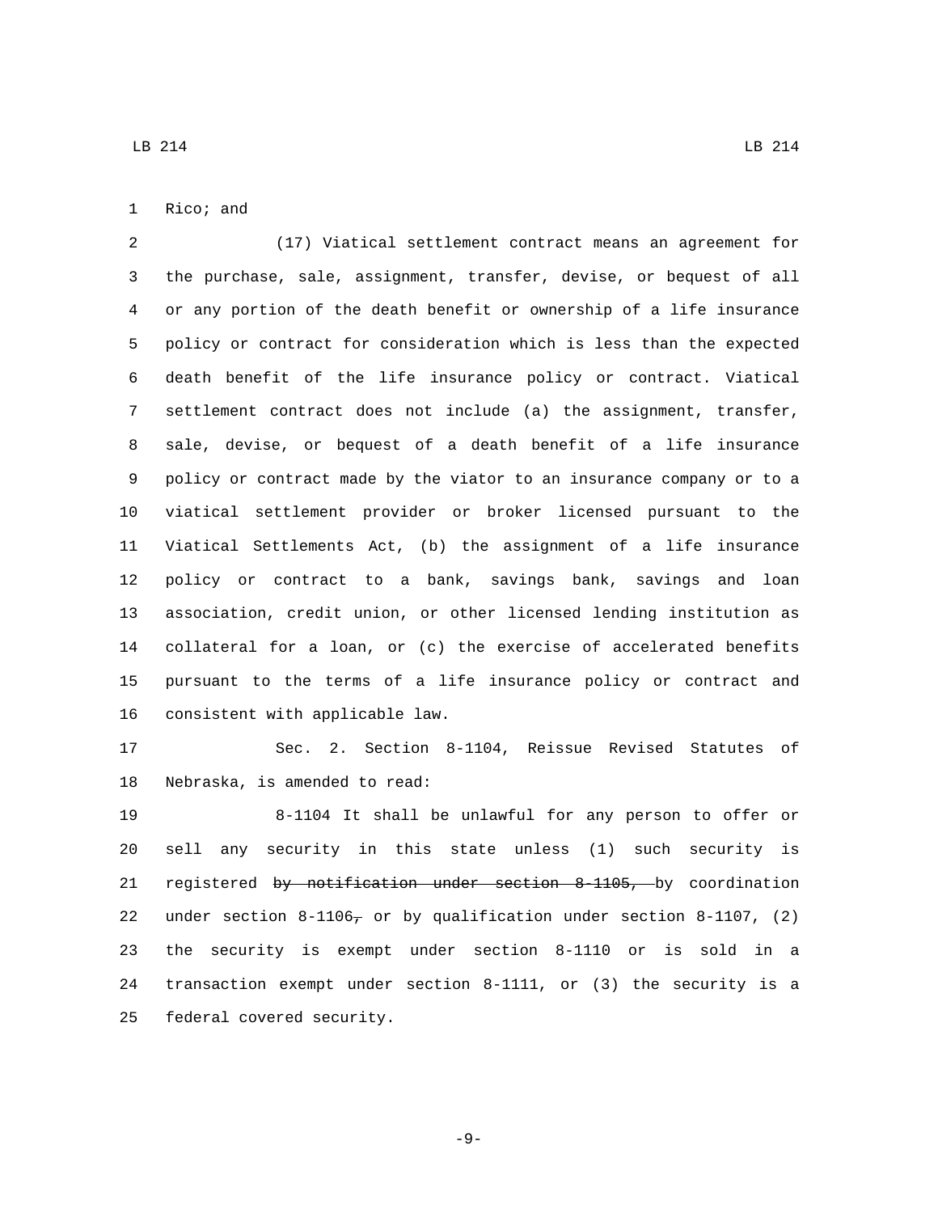Rico; and

(17) Viatical settlement contract means an agreement for the purchase, sale, assignment, transfer, devise, or bequest of all or any portion of the death benefit or ownership of a life insurance policy or contract for consideration which is less than the expected death benefit of the life insurance policy or contract. Viatical settlement contract does not include (a) the assignment, transfer, sale, devise, or bequest of a death benefit of a life insurance policy or contract made by the viator to an insurance company or to a viatical settlement provider or broker licensed pursuant to the Viatical Settlements Act, (b) the assignment of a life insurance policy or contract to a bank, savings bank, savings and loan association, credit union, or other licensed lending institution as collateral for a loan, or (c) the exercise of accelerated benefits pursuant to the terms of a life insurance policy or contract and consistent with applicable law.

Sec. 2. Section 8-1104, Reissue Revised Statutes of Nebraska, is amended to read:

8-1104 It shall be unlawful for any person to offer or sell any security in this state unless (1) such security is registered ~~by notification under section 8-1105,~~ by coordination under section 8-1106~~,~~ or by qualification under section 8-1107, (2) the security is exempt under section 8-1110 or is sold in a transaction exempt under section 8-1111, or (3) the security is a federal covered security.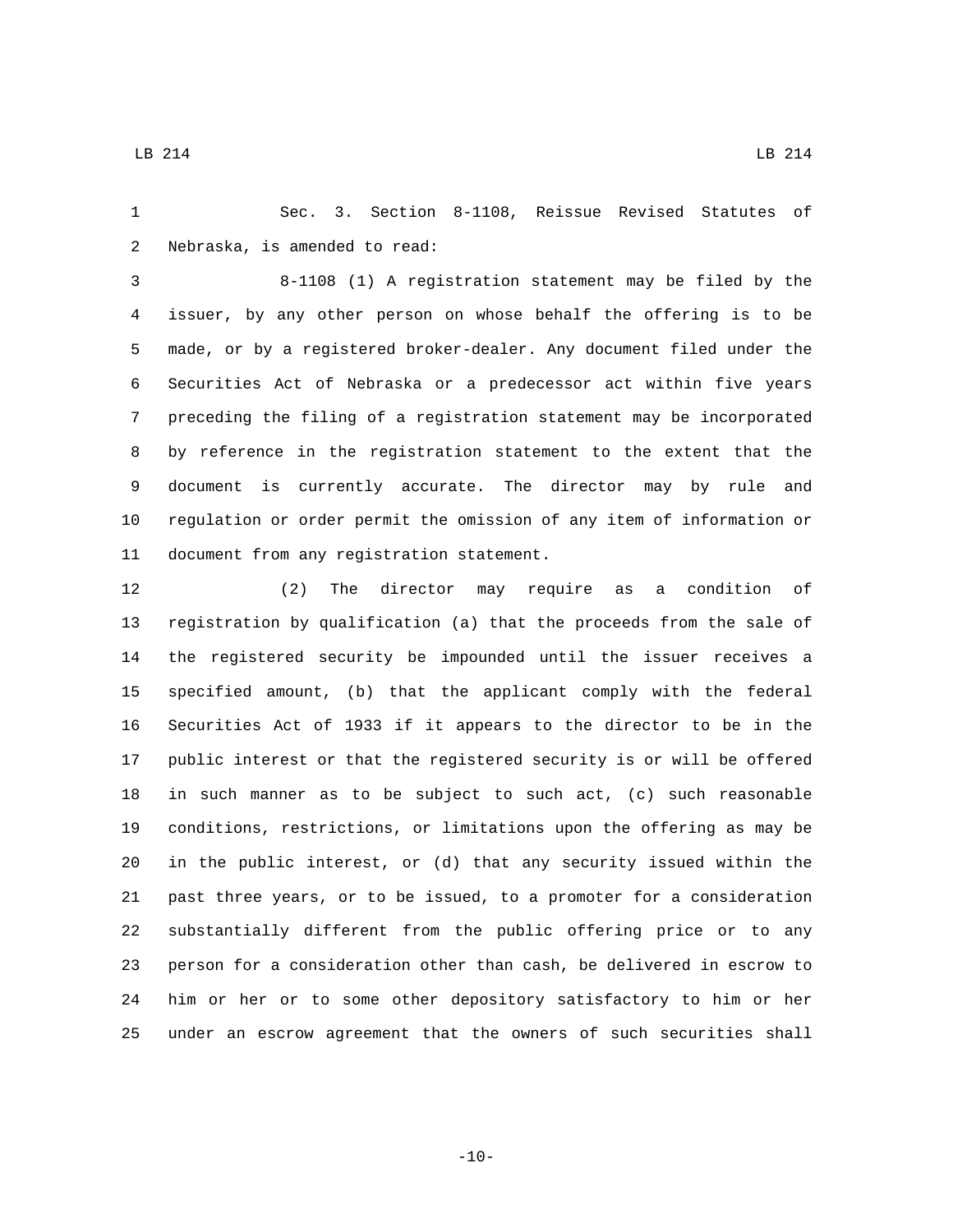Sec. 3. Section 8-1108, Reissue Revised Statutes of Nebraska, is amended to read:

8-1108 (1) A registration statement may be filed by the issuer, by any other person on whose behalf the offering is to be made, or by a registered broker-dealer. Any document filed under the Securities Act of Nebraska or a predecessor act within five years preceding the filing of a registration statement may be incorporated by reference in the registration statement to the extent that the document is currently accurate. The director may by rule and regulation or order permit the omission of any item of information or document from any registration statement.

(2) The director may require as a condition of registration by qualification (a) that the proceeds from the sale of the registered security be impounded until the issuer receives a specified amount, (b) that the applicant comply with the federal Securities Act of 1933 if it appears to the director to be in the public interest or that the registered security is or will be offered in such manner as to be subject to such act, (c) such reasonable conditions, restrictions, or limitations upon the offering as may be in the public interest, or (d) that any security issued within the past three years, or to be issued, to a promoter for a consideration substantially different from the public offering price or to any person for a consideration other than cash, be delivered in escrow to him or her or to some other depository satisfactory to him or her under an escrow agreement that the owners of such securities shall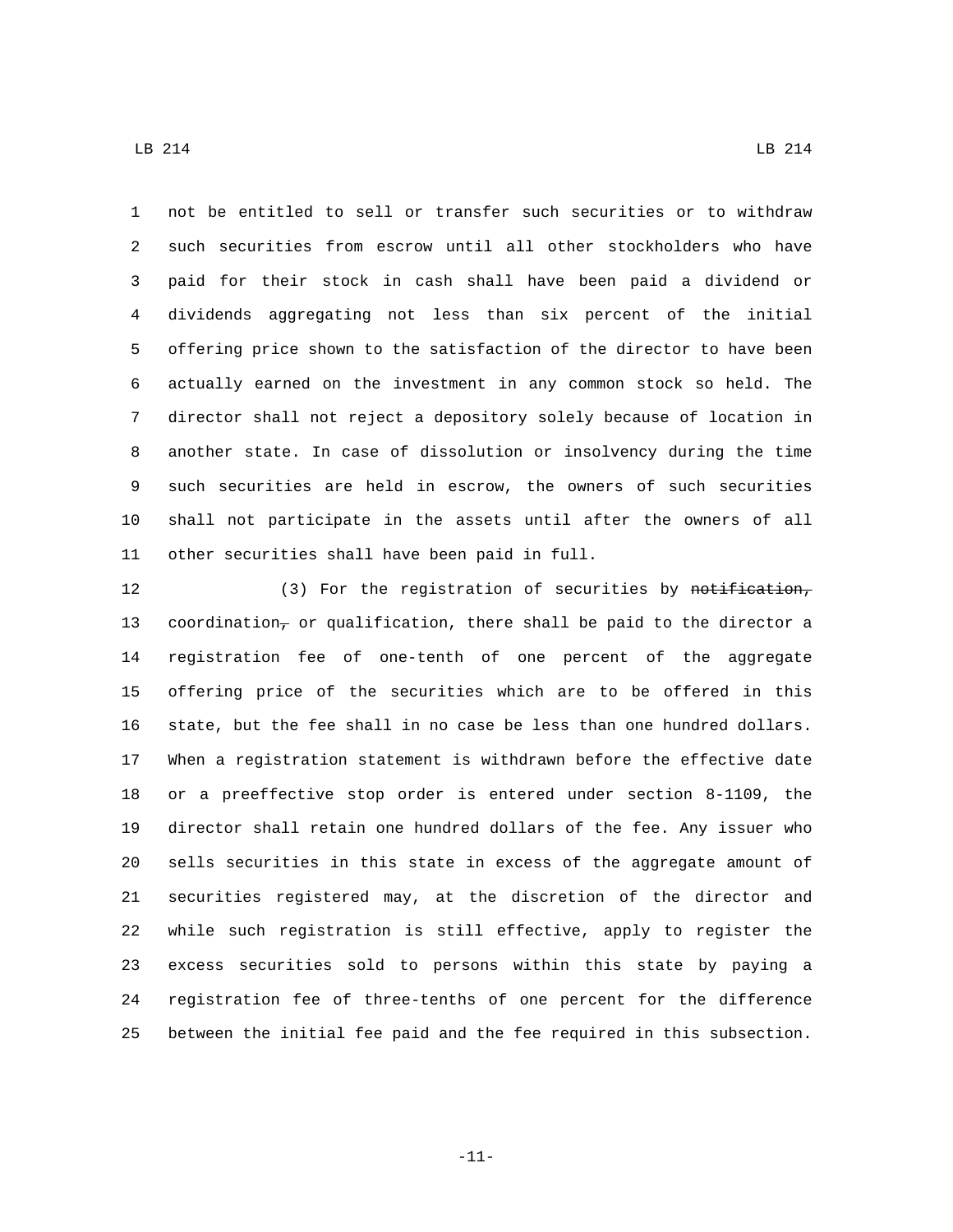not be entitled to sell or transfer such securities or to withdraw such securities from escrow until all other stockholders who have paid for their stock in cash shall have been paid a dividend or dividends aggregating not less than six percent of the initial offering price shown to the satisfaction of the director to have been actually earned on the investment in any common stock so held. The director shall not reject a depository solely because of location in another state. In case of dissolution or insolvency during the time such securities are held in escrow, the owners of such securities shall not participate in the assets until after the owners of all other securities shall have been paid in full.

(3) For the registration of securities by ~~notification,~~ coordination~~,~~ or qualification, there shall be paid to the director a registration fee of one-tenth of one percent of the aggregate offering price of the securities which are to be offered in this state, but the fee shall in no case be less than one hundred dollars. When a registration statement is withdrawn before the effective date or a preeffective stop order is entered under section 8-1109, the director shall retain one hundred dollars of the fee. Any issuer who sells securities in this state in excess of the aggregate amount of securities registered may, at the discretion of the director and while such registration is still effective, apply to register the excess securities sold to persons within this state by paying a registration fee of three-tenths of one percent for the difference between the initial fee paid and the fee required in this subsection.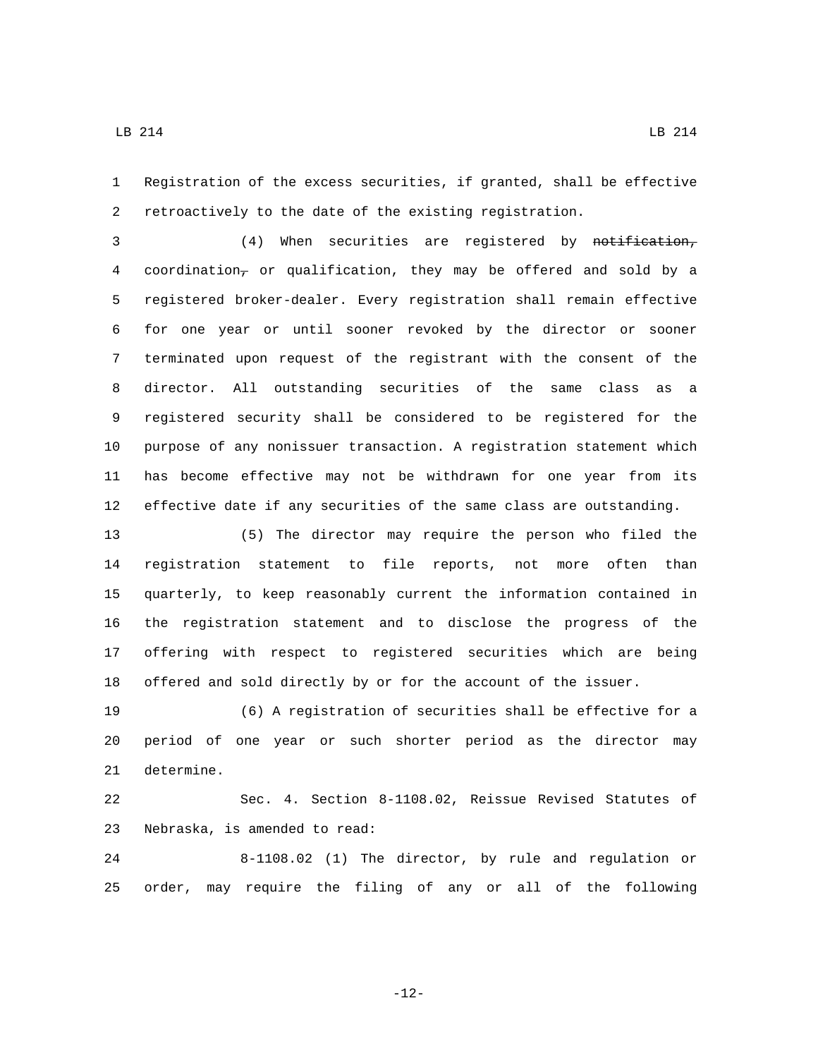Registration of the excess securities, if granted, shall be effective retroactively to the date of the existing registration.

(4) When securities are registered by ~~notification,~~ coordination~~,~~ or qualification, they may be offered and sold by a registered broker-dealer. Every registration shall remain effective for one year or until sooner revoked by the director or sooner terminated upon request of the registrant with the consent of the director. All outstanding securities of the same class as a registered security shall be considered to be registered for the purpose of any nonissuer transaction. A registration statement which has become effective may not be withdrawn for one year from its effective date if any securities of the same class are outstanding.

(5) The director may require the person who filed the registration statement to file reports, not more often than quarterly, to keep reasonably current the information contained in the registration statement and to disclose the progress of the offering with respect to registered securities which are being offered and sold directly by or for the account of the issuer.

(6) A registration of securities shall be effective for a period of one year or such shorter period as the director may determine.

Sec. 4. Section 8-1108.02, Reissue Revised Statutes of Nebraska, is amended to read:

8-1108.02 (1) The director, by rule and regulation or order, may require the filing of any or all of the following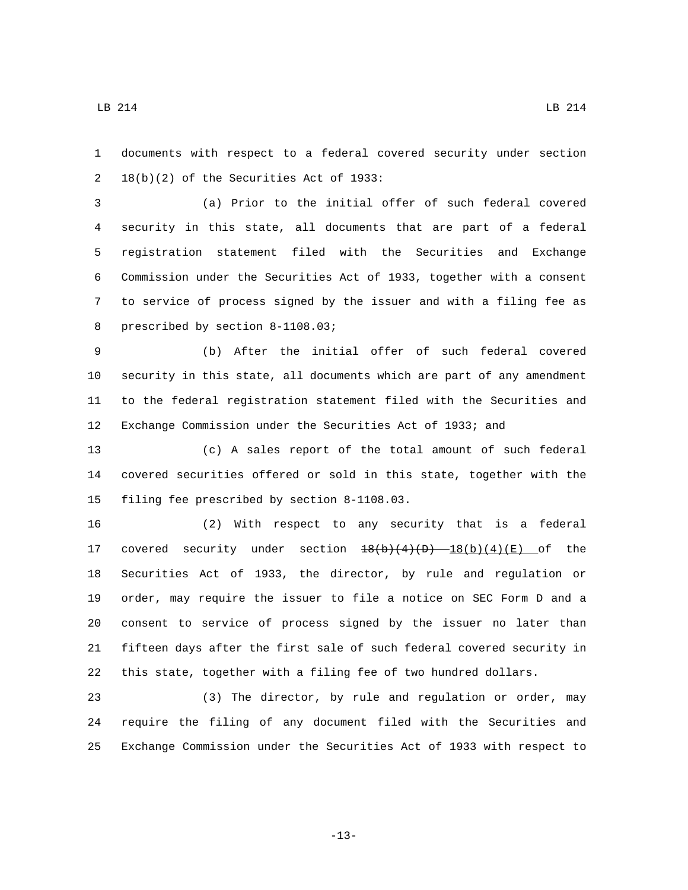documents with respect to a federal covered security under section 18(b)(2) of the Securities Act of 1933:

(a) Prior to the initial offer of such federal covered security in this state, all documents that are part of a federal registration statement filed with the Securities and Exchange Commission under the Securities Act of 1933, together with a consent to service of process signed by the issuer and with a filing fee as prescribed by section 8-1108.03;

(b) After the initial offer of such federal covered security in this state, all documents which are part of any amendment to the federal registration statement filed with the Securities and Exchange Commission under the Securities Act of 1933; and

(c) A sales report of the total amount of such federal covered securities offered or sold in this state, together with the filing fee prescribed by section 8-1108.03.

(2) With respect to any security that is a federal covered security under section ~~18(b)(4)(D)~~ 18(b)(4)(E) of the Securities Act of 1933, the director, by rule and regulation or order, may require the issuer to file a notice on SEC Form D and a consent to service of process signed by the issuer no later than fifteen days after the first sale of such federal covered security in this state, together with a filing fee of two hundred dollars.

(3) The director, by rule and regulation or order, may require the filing of any document filed with the Securities and Exchange Commission under the Securities Act of 1933 with respect to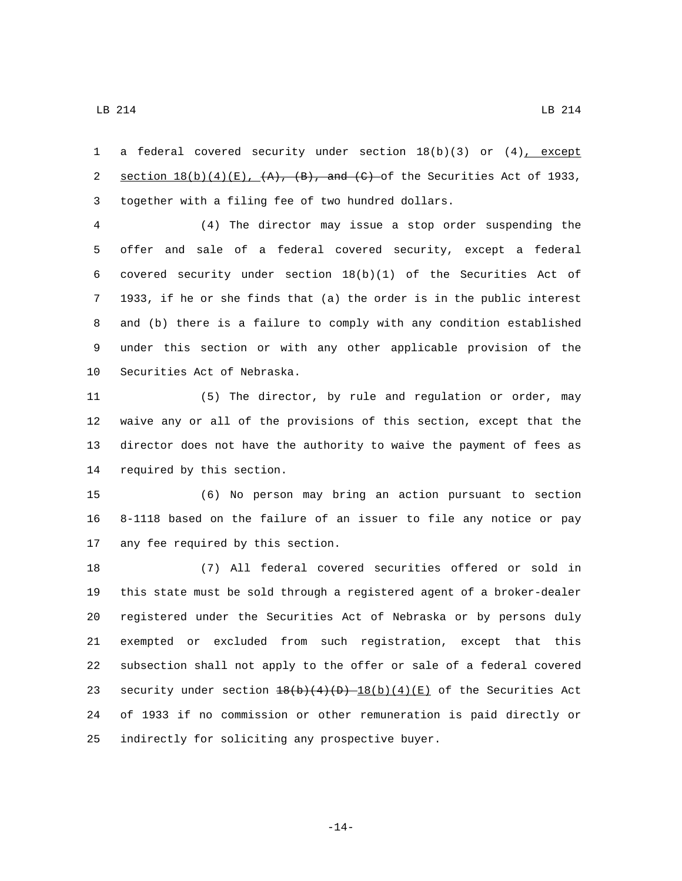a federal covered security under section 18(b)(3) or (4), except section 18(b)(4)(E), ~~(A), (B), and (C)~~ of the Securities Act of 1933, together with a filing fee of two hundred dollars.

(4) The director may issue a stop order suspending the offer and sale of a federal covered security, except a federal covered security under section 18(b)(1) of the Securities Act of 1933, if he or she finds that (a) the order is in the public interest and (b) there is a failure to comply with any condition established under this section or with any other applicable provision of the Securities Act of Nebraska.

(5) The director, by rule and regulation or order, may waive any or all of the provisions of this section, except that the director does not have the authority to waive the payment of fees as required by this section.

(6) No person may bring an action pursuant to section 8-1118 based on the failure of an issuer to file any notice or pay any fee required by this section.

(7) All federal covered securities offered or sold in this state must be sold through a registered agent of a broker-dealer registered under the Securities Act of Nebraska or by persons duly exempted or excluded from such registration, except that this subsection shall not apply to the offer or sale of a federal covered security under section ~~18(b)(4)(D)~~ 18(b)(4)(E) of the Securities Act of 1933 if no commission or other remuneration is paid directly or indirectly for soliciting any prospective buyer.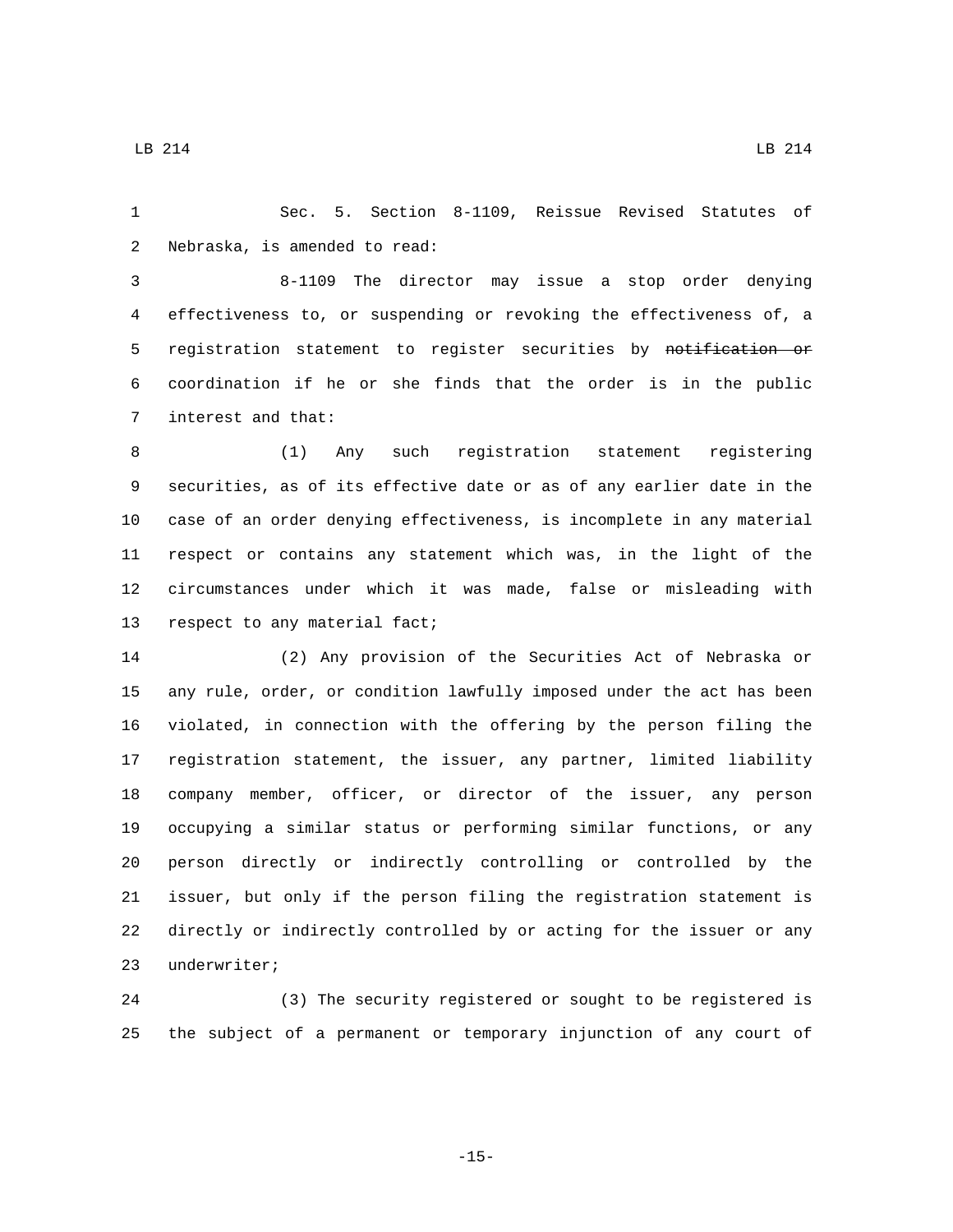Sec. 5. Section 8-1109, Reissue Revised Statutes of Nebraska, is amended to read:

8-1109 The director may issue a stop order denying effectiveness to, or suspending or revoking the effectiveness of, a registration statement to register securities by ~~notification or~~ coordination if he or she finds that the order is in the public interest and that:

(1) Any such registration statement registering securities, as of its effective date or as of any earlier date in the case of an order denying effectiveness, is incomplete in any material respect or contains any statement which was, in the light of the circumstances under which it was made, false or misleading with respect to any material fact;

(2) Any provision of the Securities Act of Nebraska or any rule, order, or condition lawfully imposed under the act has been violated, in connection with the offering by the person filing the registration statement, the issuer, any partner, limited liability company member, officer, or director of the issuer, any person occupying a similar status or performing similar functions, or any person directly or indirectly controlling or controlled by the issuer, but only if the person filing the registration statement is directly or indirectly controlled by or acting for the issuer or any underwriter;

(3) The security registered or sought to be registered is the subject of a permanent or temporary injunction of any court of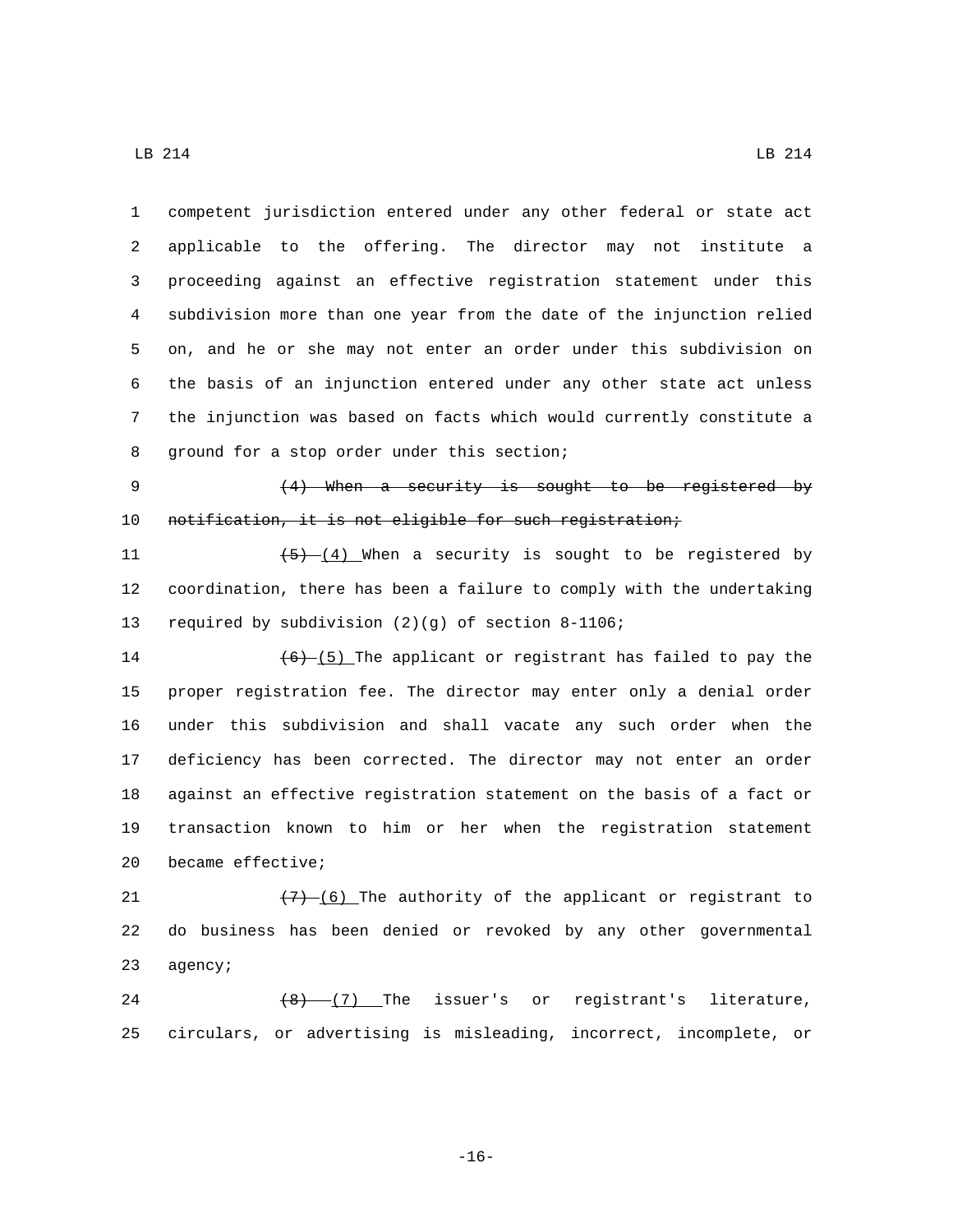competent jurisdiction entered under any other federal or state act applicable to the offering. The director may not institute a proceeding against an effective registration statement under this subdivision more than one year from the date of the injunction relied on, and he or she may not enter an order under this subdivision on the basis of an injunction entered under any other state act unless the injunction was based on facts which would currently constitute a ground for a stop order under this section;

~~(4) When a security is sought to be registered by notification, it is not eligible for such registration;~~

~~(5)~~ (4) When a security is sought to be registered by coordination, there has been a failure to comply with the undertaking required by subdivision (2)(g) of section 8-1106;

~~(6)~~ (5) The applicant or registrant has failed to pay the proper registration fee. The director may enter only a denial order under this subdivision and shall vacate any such order when the deficiency has been corrected. The director may not enter an order against an effective registration statement on the basis of a fact or transaction known to him or her when the registration statement became effective;

~~(7)~~ (6) The authority of the applicant or registrant to do business has been denied or revoked by any other governmental agency;

~~(8)~~ (7) The issuer's or registrant's literature, circulars, or advertising is misleading, incorrect, incomplete, or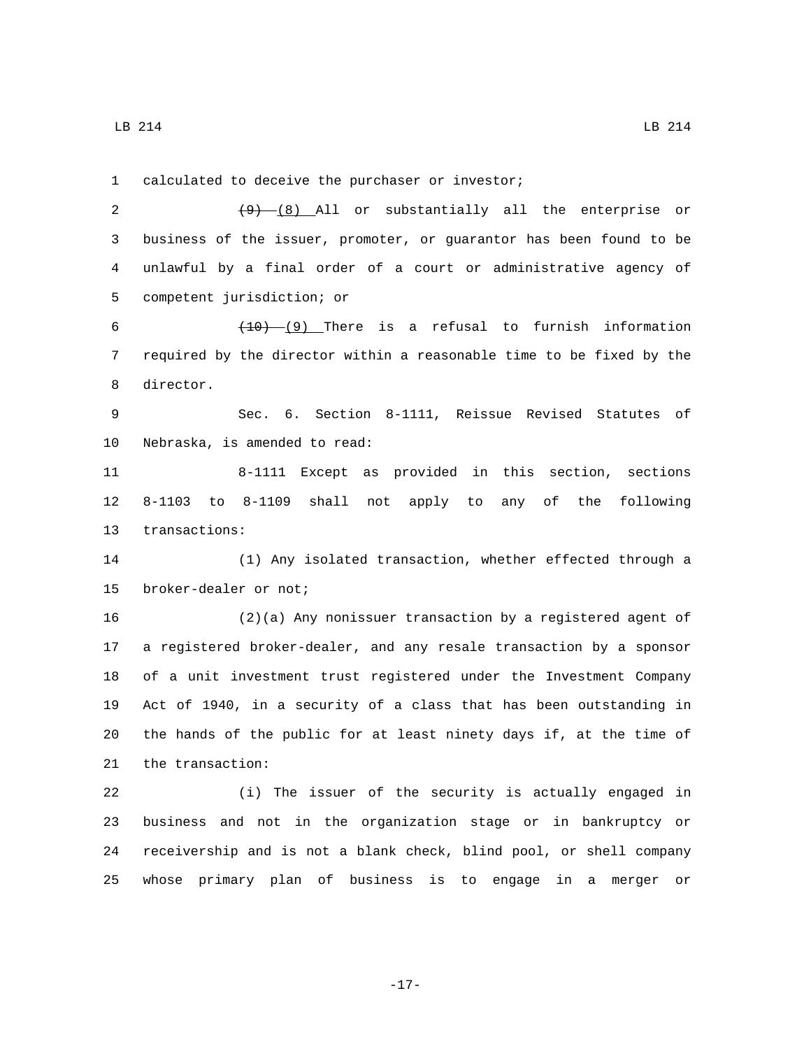calculated to deceive the purchaser or investor;

~~(9)~~ (8) All or substantially all the enterprise or business of the issuer, promoter, or guarantor has been found to be unlawful by a final order of a court or administrative agency of competent jurisdiction; or

~~(10)~~ (9) There is a refusal to furnish information required by the director within a reasonable time to be fixed by the director.

Sec. 6. Section 8-1111, Reissue Revised Statutes of Nebraska, is amended to read:

8-1111 Except as provided in this section, sections 8-1103 to 8-1109 shall not apply to any of the following transactions:

(1) Any isolated transaction, whether effected through a broker-dealer or not;

(2)(a) Any nonissuer transaction by a registered agent of a registered broker-dealer, and any resale transaction by a sponsor of a unit investment trust registered under the Investment Company Act of 1940, in a security of a class that has been outstanding in the hands of the public for at least ninety days if, at the time of the transaction:

(i) The issuer of the security is actually engaged in business and not in the organization stage or in bankruptcy or receivership and is not a blank check, blind pool, or shell company whose primary plan of business is to engage in a merger or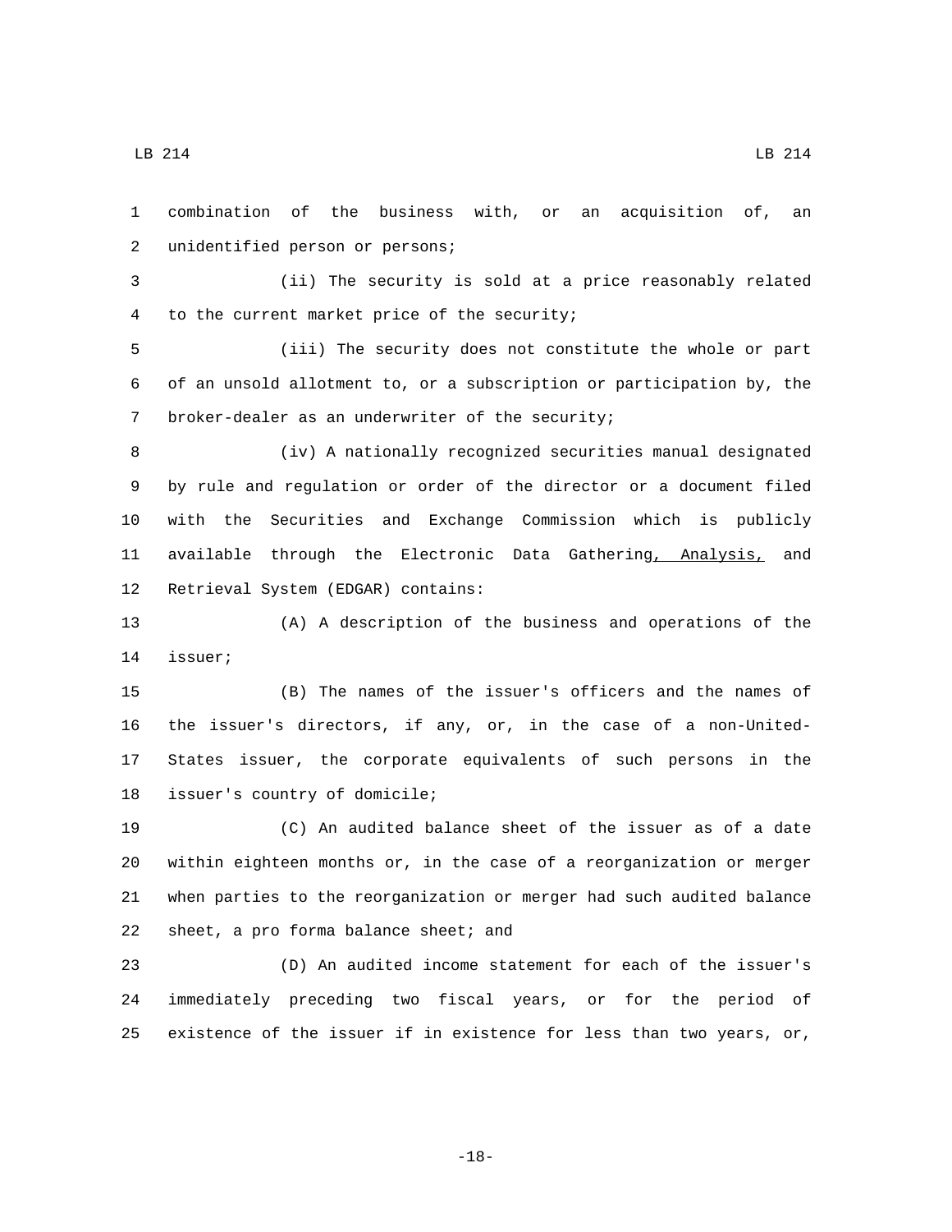combination of the business with, or an acquisition of, an unidentified person or persons;

(ii) The security is sold at a price reasonably related to the current market price of the security;

(iii) The security does not constitute the whole or part of an unsold allotment to, or a subscription or participation by, the broker-dealer as an underwriter of the security;

(iv) A nationally recognized securities manual designated by rule and regulation or order of the director or a document filed with the Securities and Exchange Commission which is publicly available through the Electronic Data Gathering, Analysis, and Retrieval System (EDGAR) contains:

(A) A description of the business and operations of the issuer;

(B) The names of the issuer's officers and the names of the issuer's directors, if any, or, in the case of a non-United-States issuer, the corporate equivalents of such persons in the issuer's country of domicile;

(C) An audited balance sheet of the issuer as of a date within eighteen months or, in the case of a reorganization or merger when parties to the reorganization or merger had such audited balance sheet, a pro forma balance sheet; and

(D) An audited income statement for each of the issuer's immediately preceding two fiscal years, or for the period of existence of the issuer if in existence for less than two years, or,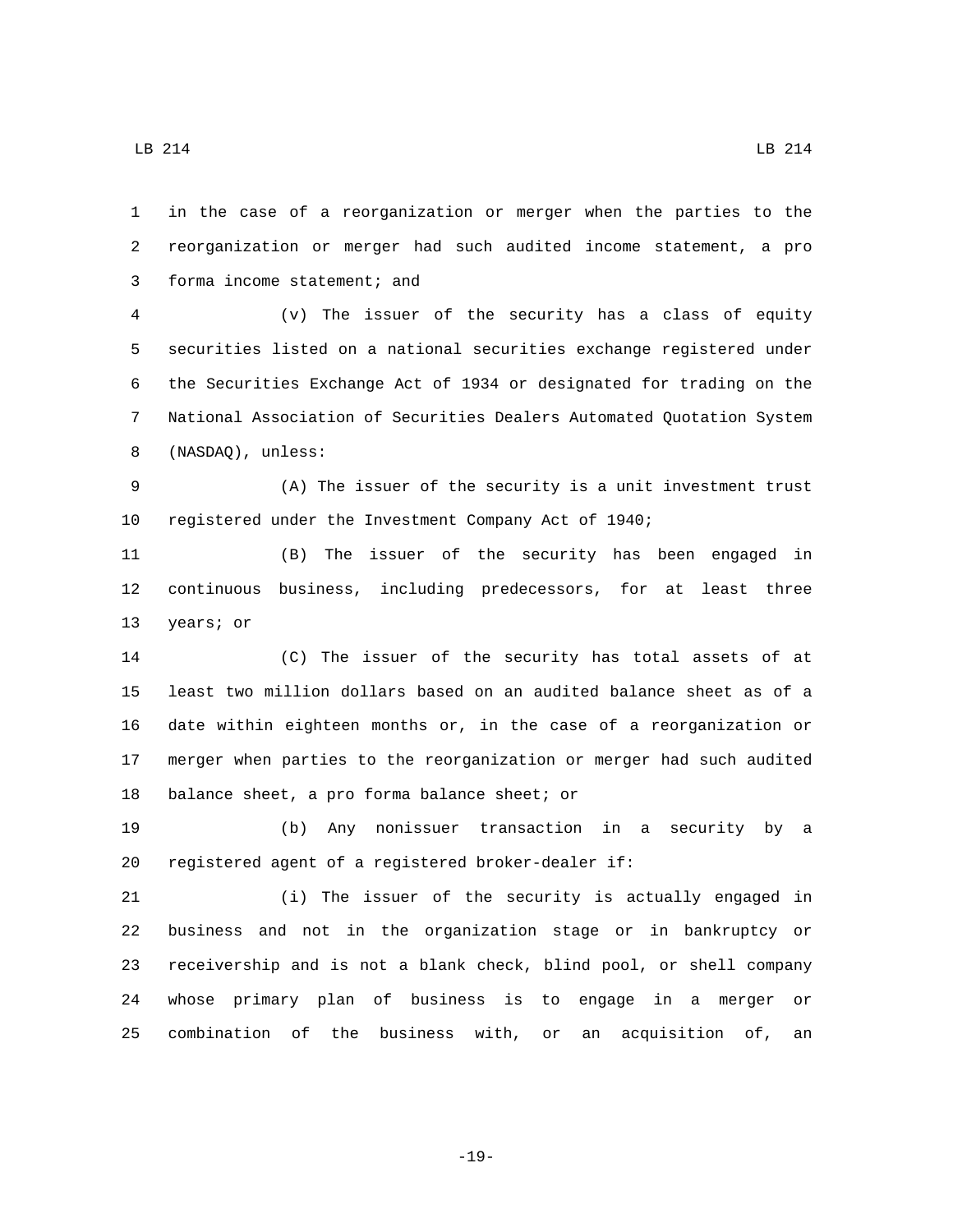in the case of a reorganization or merger when the parties to the reorganization or merger had such audited income statement, a pro forma income statement; and

(v) The issuer of the security has a class of equity securities listed on a national securities exchange registered under the Securities Exchange Act of 1934 or designated for trading on the National Association of Securities Dealers Automated Quotation System (NASDAQ), unless:

(A) The issuer of the security is a unit investment trust registered under the Investment Company Act of 1940;

(B) The issuer of the security has been engaged in continuous business, including predecessors, for at least three years; or

(C) The issuer of the security has total assets of at least two million dollars based on an audited balance sheet as of a date within eighteen months or, in the case of a reorganization or merger when parties to the reorganization or merger had such audited balance sheet, a pro forma balance sheet; or

(b) Any nonissuer transaction in a security by a registered agent of a registered broker-dealer if:

(i) The issuer of the security is actually engaged in business and not in the organization stage or in bankruptcy or receivership and is not a blank check, blind pool, or shell company whose primary plan of business is to engage in a merger or combination of the business with, or an acquisition of, an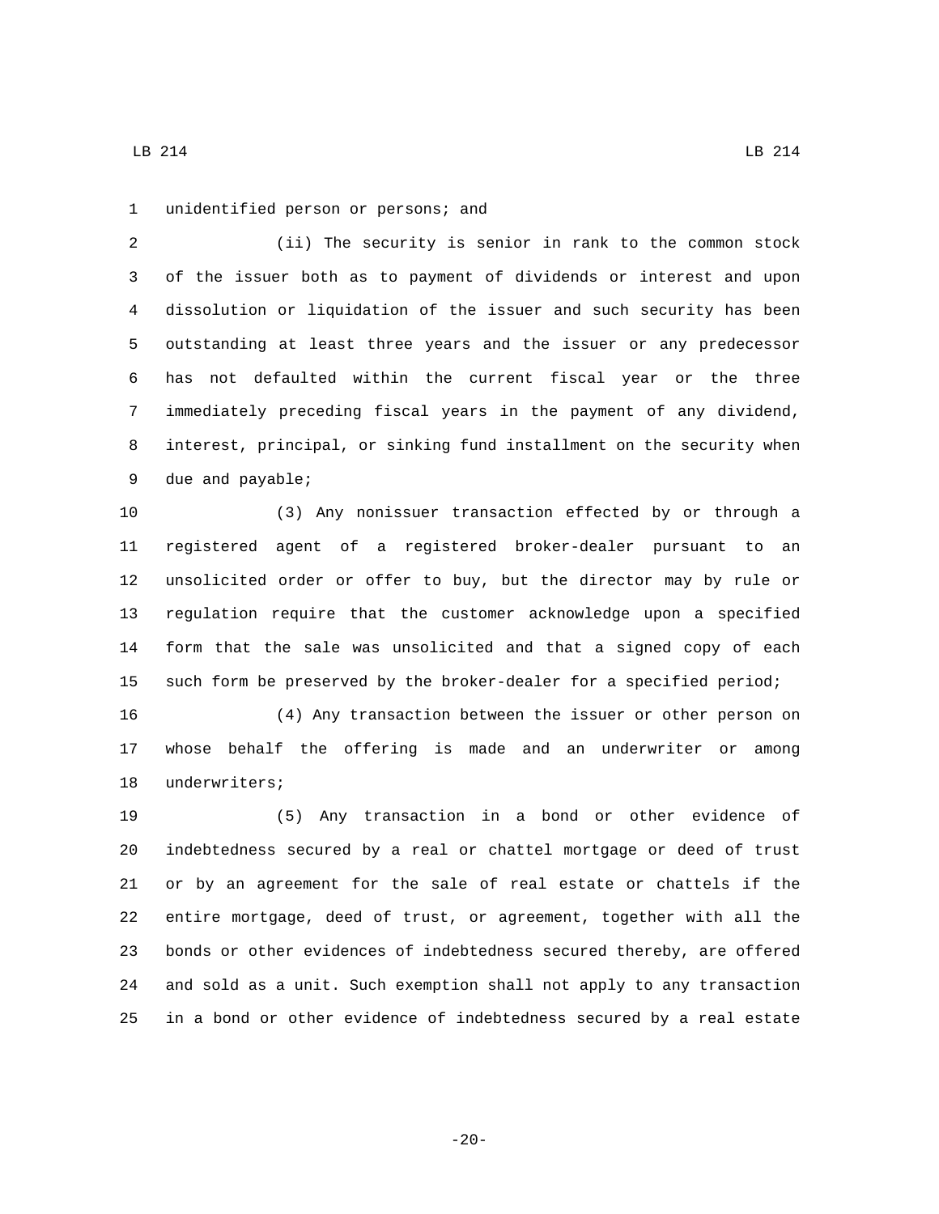unidentified person or persons; and

(ii) The security is senior in rank to the common stock of the issuer both as to payment of dividends or interest and upon dissolution or liquidation of the issuer and such security has been outstanding at least three years and the issuer or any predecessor has not defaulted within the current fiscal year or the three immediately preceding fiscal years in the payment of any dividend, interest, principal, or sinking fund installment on the security when due and payable;

(3) Any nonissuer transaction effected by or through a registered agent of a registered broker-dealer pursuant to an unsolicited order or offer to buy, but the director may by rule or regulation require that the customer acknowledge upon a specified form that the sale was unsolicited and that a signed copy of each such form be preserved by the broker-dealer for a specified period;

(4) Any transaction between the issuer or other person on whose behalf the offering is made and an underwriter or among underwriters;

(5) Any transaction in a bond or other evidence of indebtedness secured by a real or chattel mortgage or deed of trust or by an agreement for the sale of real estate or chattels if the entire mortgage, deed of trust, or agreement, together with all the bonds or other evidences of indebtedness secured thereby, are offered and sold as a unit. Such exemption shall not apply to any transaction in a bond or other evidence of indebtedness secured by a real estate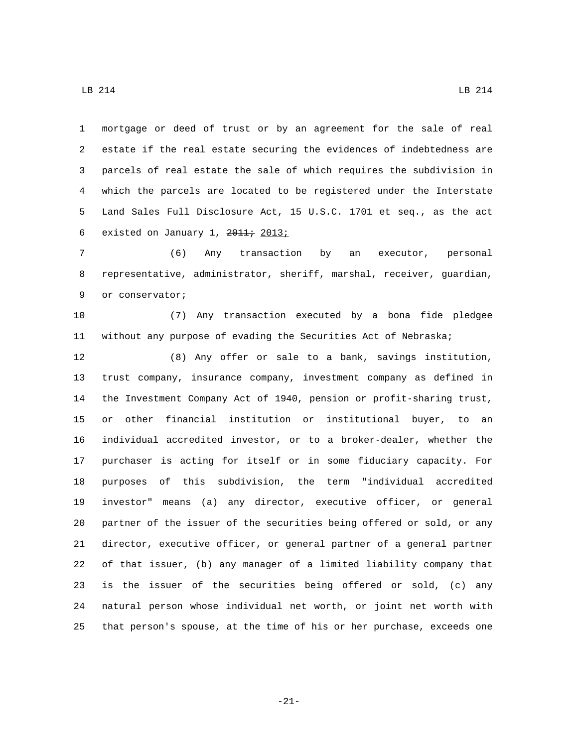mortgage or deed of trust or by an agreement for the sale of real estate if the real estate securing the evidences of indebtedness are parcels of real estate the sale of which requires the subdivision in which the parcels are located to be registered under the Interstate Land Sales Full Disclosure Act, 15 U.S.C. 1701 et seq., as the act existed on January 1, ~~2011;~~ 2013;

(6) Any transaction by an executor, personal representative, administrator, sheriff, marshal, receiver, guardian, or conservator;

(7) Any transaction executed by a bona fide pledgee without any purpose of evading the Securities Act of Nebraska;

(8) Any offer or sale to a bank, savings institution, trust company, insurance company, investment company as defined in the Investment Company Act of 1940, pension or profit-sharing trust, or other financial institution or institutional buyer, to an individual accredited investor, or to a broker-dealer, whether the purchaser is acting for itself or in some fiduciary capacity. For purposes of this subdivision, the term "individual accredited investor" means (a) any director, executive officer, or general partner of the issuer of the securities being offered or sold, or any director, executive officer, or general partner of a general partner of that issuer, (b) any manager of a limited liability company that is the issuer of the securities being offered or sold, (c) any natural person whose individual net worth, or joint net worth with that person's spouse, at the time of his or her purchase, exceeds one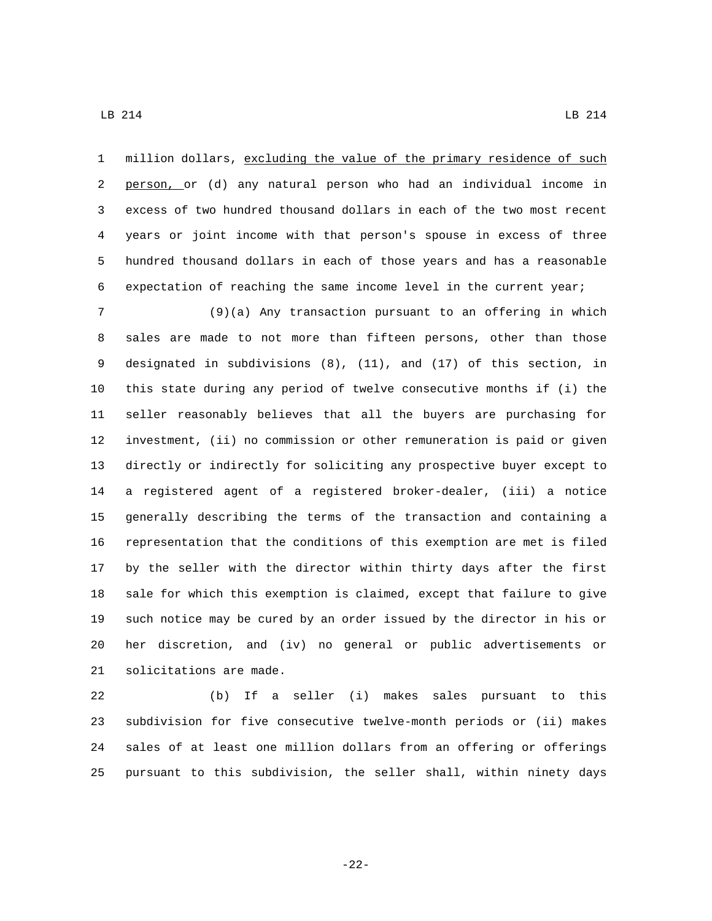million dollars, <u>excluding the value of the primary residence of such person,</u> or (d) any natural person who had an individual income in excess of two hundred thousand dollars in each of the two most recent years or joint income with that person's spouse in excess of three hundred thousand dollars in each of those years and has a reasonable expectation of reaching the same income level in the current year;

(9)(a) Any transaction pursuant to an offering in which sales are made to not more than fifteen persons, other than those designated in subdivisions (8), (11), and (17) of this section, in this state during any period of twelve consecutive months if (i) the seller reasonably believes that all the buyers are purchasing for investment, (ii) no commission or other remuneration is paid or given directly or indirectly for soliciting any prospective buyer except to a registered agent of a registered broker-dealer, (iii) a notice generally describing the terms of the transaction and containing a representation that the conditions of this exemption are met is filed by the seller with the director within thirty days after the first sale for which this exemption is claimed, except that failure to give such notice may be cured by an order issued by the director in his or her discretion, and (iv) no general or public advertisements or solicitations are made.

(b) If a seller (i) makes sales pursuant to this subdivision for five consecutive twelve-month periods or (ii) makes sales of at least one million dollars from an offering or offerings pursuant to this subdivision, the seller shall, within ninety days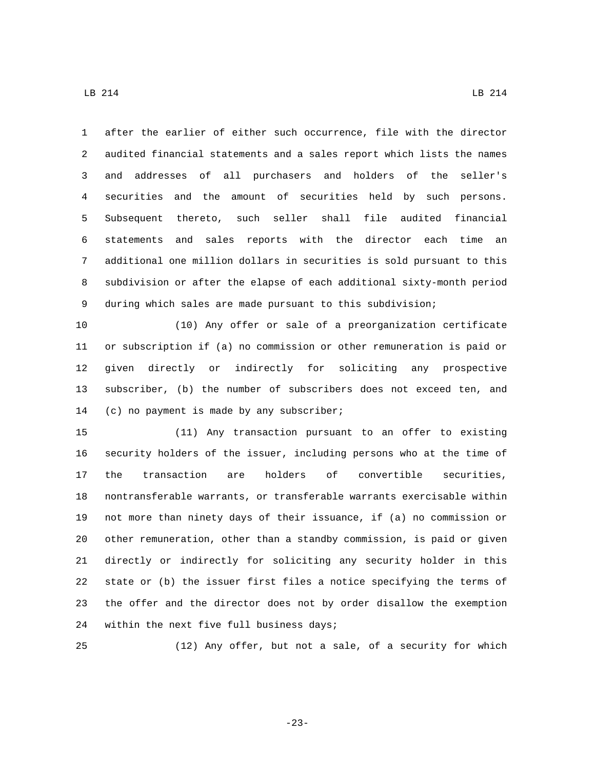after the earlier of either such occurrence, file with the director audited financial statements and a sales report which lists the names and addresses of all purchasers and holders of the seller's securities and the amount of securities held by such persons. Subsequent thereto, such seller shall file audited financial statements and sales reports with the director each time an additional one million dollars in securities is sold pursuant to this subdivision or after the elapse of each additional sixty-month period during which sales are made pursuant to this subdivision;

(10) Any offer or sale of a preorganization certificate or subscription if (a) no commission or other remuneration is paid or given directly or indirectly for soliciting any prospective subscriber, (b) the number of subscribers does not exceed ten, and (c) no payment is made by any subscriber;

(11) Any transaction pursuant to an offer to existing security holders of the issuer, including persons who at the time of the transaction are holders of convertible securities, nontransferable warrants, or transferable warrants exercisable within not more than ninety days of their issuance, if (a) no commission or other remuneration, other than a standby commission, is paid or given directly or indirectly for soliciting any security holder in this state or (b) the issuer first files a notice specifying the terms of the offer and the director does not by order disallow the exemption within the next five full business days;

(12) Any offer, but not a sale, of a security for which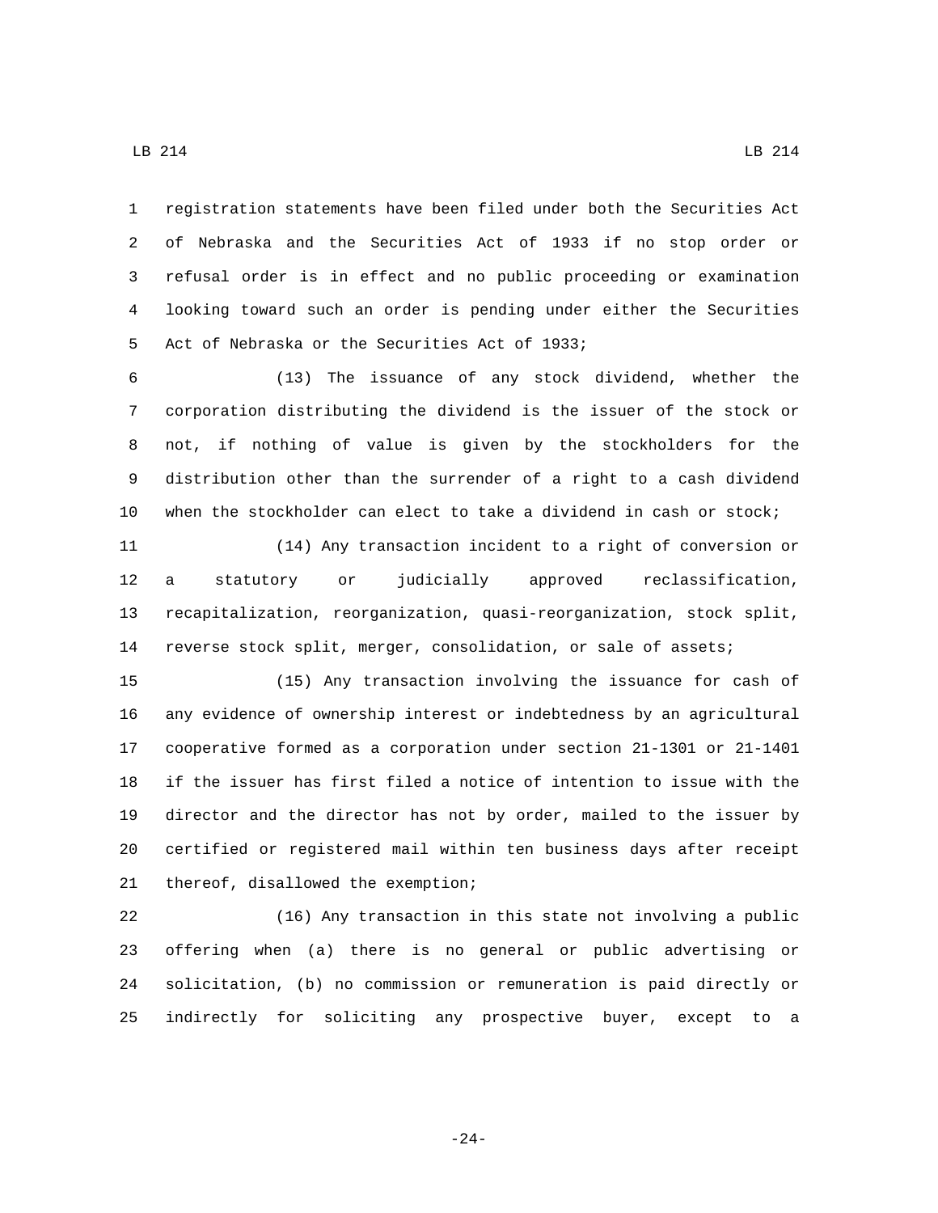registration statements have been filed under both the Securities Act of Nebraska and the Securities Act of 1933 if no stop order or refusal order is in effect and no public proceeding or examination looking toward such an order is pending under either the Securities Act of Nebraska or the Securities Act of 1933;

(13) The issuance of any stock dividend, whether the corporation distributing the dividend is the issuer of the stock or not, if nothing of value is given by the stockholders for the distribution other than the surrender of a right to a cash dividend when the stockholder can elect to take a dividend in cash or stock;

(14) Any transaction incident to a right of conversion or a statutory or judicially approved reclassification, recapitalization, reorganization, quasi-reorganization, stock split, reverse stock split, merger, consolidation, or sale of assets;

(15) Any transaction involving the issuance for cash of any evidence of ownership interest or indebtedness by an agricultural cooperative formed as a corporation under section 21-1301 or 21-1401 if the issuer has first filed a notice of intention to issue with the director and the director has not by order, mailed to the issuer by certified or registered mail within ten business days after receipt thereof, disallowed the exemption;

(16) Any transaction in this state not involving a public offering when (a) there is no general or public advertising or solicitation, (b) no commission or remuneration is paid directly or indirectly for soliciting any prospective buyer, except to a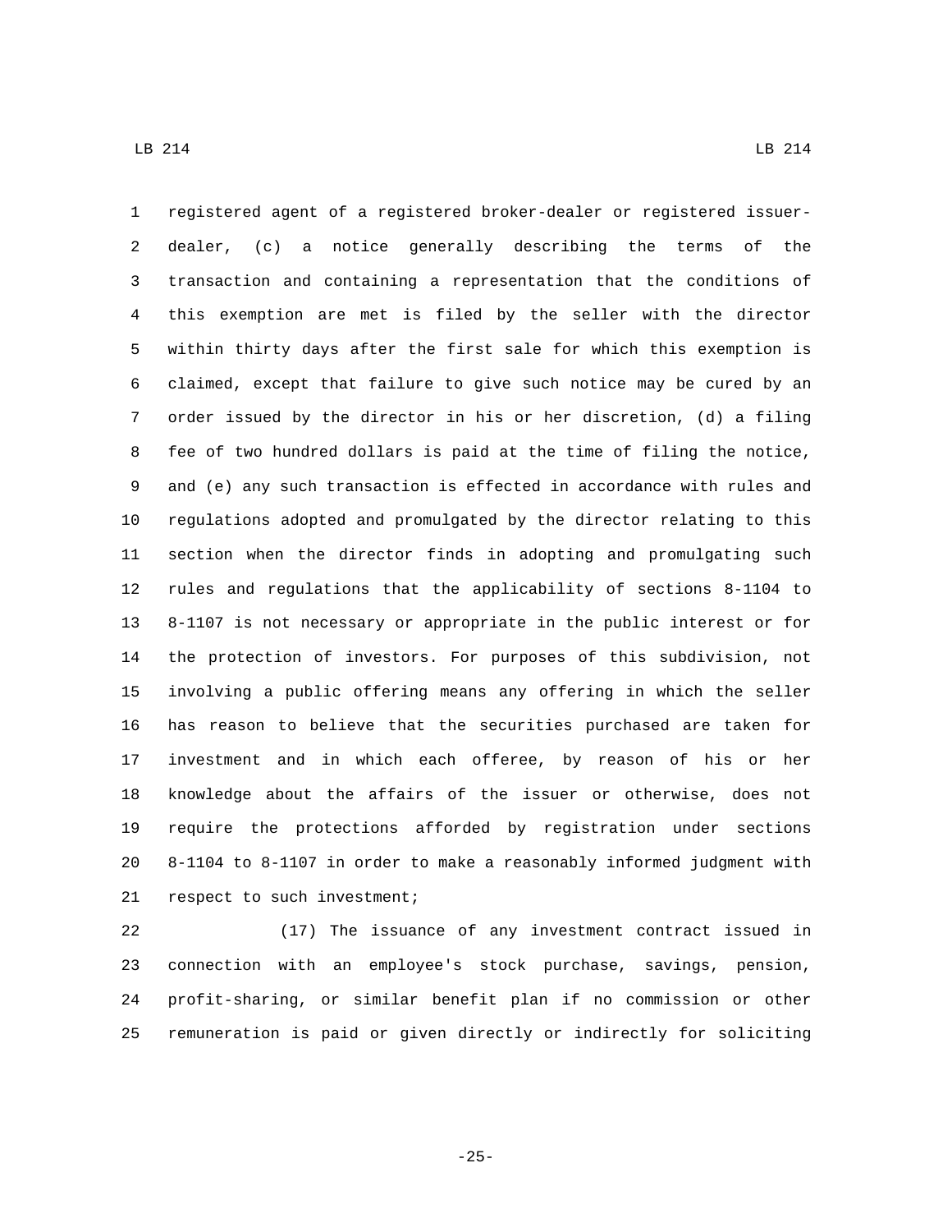registered agent of a registered broker-dealer or registered issuer-dealer, (c) a notice generally describing the terms of the transaction and containing a representation that the conditions of this exemption are met is filed by the seller with the director within thirty days after the first sale for which this exemption is claimed, except that failure to give such notice may be cured by an order issued by the director in his or her discretion, (d) a filing fee of two hundred dollars is paid at the time of filing the notice, and (e) any such transaction is effected in accordance with rules and regulations adopted and promulgated by the director relating to this section when the director finds in adopting and promulgating such rules and regulations that the applicability of sections 8-1104 to 8-1107 is not necessary or appropriate in the public interest or for the protection of investors. For purposes of this subdivision, not involving a public offering means any offering in which the seller has reason to believe that the securities purchased are taken for investment and in which each offeree, by reason of his or her knowledge about the affairs of the issuer or otherwise, does not require the protections afforded by registration under sections 8-1104 to 8-1107 in order to make a reasonably informed judgment with respect to such investment;

(17) The issuance of any investment contract issued in connection with an employee's stock purchase, savings, pension, profit-sharing, or similar benefit plan if no commission or other remuneration is paid or given directly or indirectly for soliciting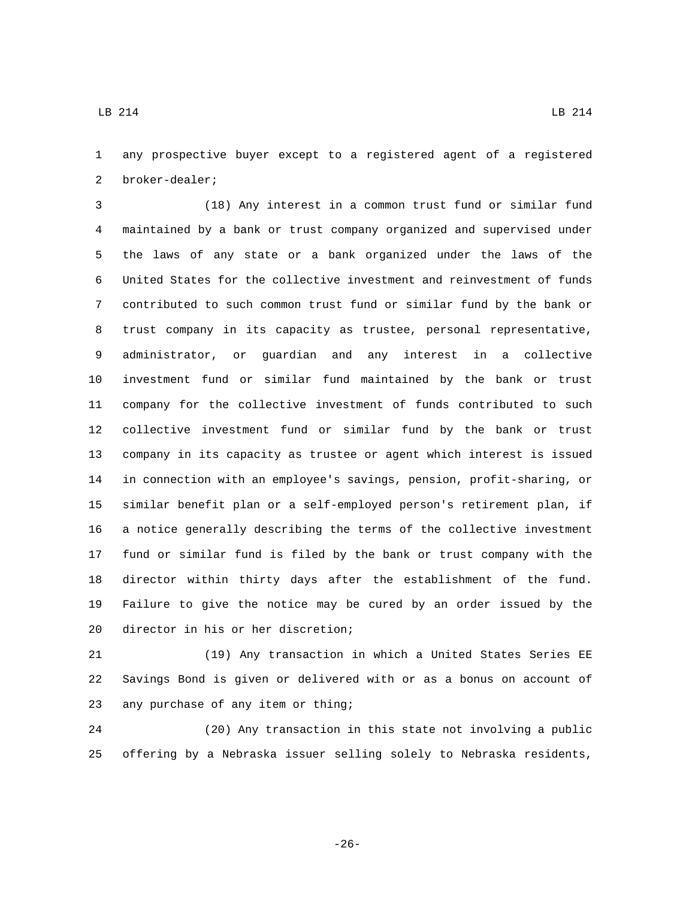any prospective buyer except to a registered agent of a registered broker-dealer;

(18) Any interest in a common trust fund or similar fund maintained by a bank or trust company organized and supervised under the laws of any state or a bank organized under the laws of the United States for the collective investment and reinvestment of funds contributed to such common trust fund or similar fund by the bank or trust company in its capacity as trustee, personal representative, administrator, or guardian and any interest in a collective investment fund or similar fund maintained by the bank or trust company for the collective investment of funds contributed to such collective investment fund or similar fund by the bank or trust company in its capacity as trustee or agent which interest is issued in connection with an employee's savings, pension, profit-sharing, or similar benefit plan or a self-employed person's retirement plan, if a notice generally describing the terms of the collective investment fund or similar fund is filed by the bank or trust company with the director within thirty days after the establishment of the fund. Failure to give the notice may be cured by an order issued by the director in his or her discretion;

(19) Any transaction in which a United States Series EE Savings Bond is given or delivered with or as a bonus on account of any purchase of any item or thing;

(20) Any transaction in this state not involving a public offering by a Nebraska issuer selling solely to Nebraska residents,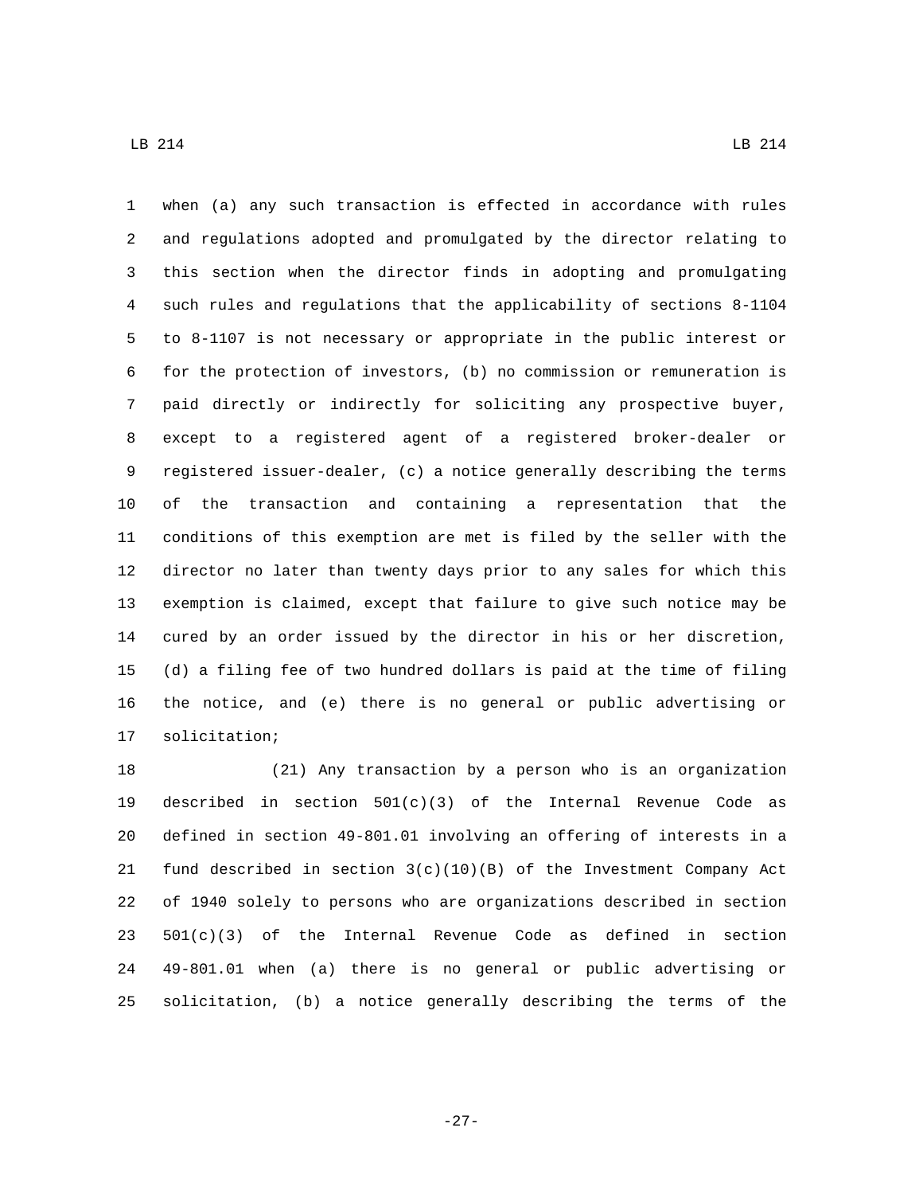when (a) any such transaction is effected in accordance with rules and regulations adopted and promulgated by the director relating to this section when the director finds in adopting and promulgating such rules and regulations that the applicability of sections 8-1104 to 8-1107 is not necessary or appropriate in the public interest or for the protection of investors, (b) no commission or remuneration is paid directly or indirectly for soliciting any prospective buyer, except to a registered agent of a registered broker-dealer or registered issuer-dealer, (c) a notice generally describing the terms of the transaction and containing a representation that the conditions of this exemption are met is filed by the seller with the director no later than twenty days prior to any sales for which this exemption is claimed, except that failure to give such notice may be cured by an order issued by the director in his or her discretion, (d) a filing fee of two hundred dollars is paid at the time of filing the notice, and (e) there is no general or public advertising or solicitation;

(21) Any transaction by a person who is an organization described in section 501(c)(3) of the Internal Revenue Code as defined in section 49-801.01 involving an offering of interests in a fund described in section 3(c)(10)(B) of the Investment Company Act of 1940 solely to persons who are organizations described in section 501(c)(3) of the Internal Revenue Code as defined in section 49-801.01 when (a) there is no general or public advertising or solicitation, (b) a notice generally describing the terms of the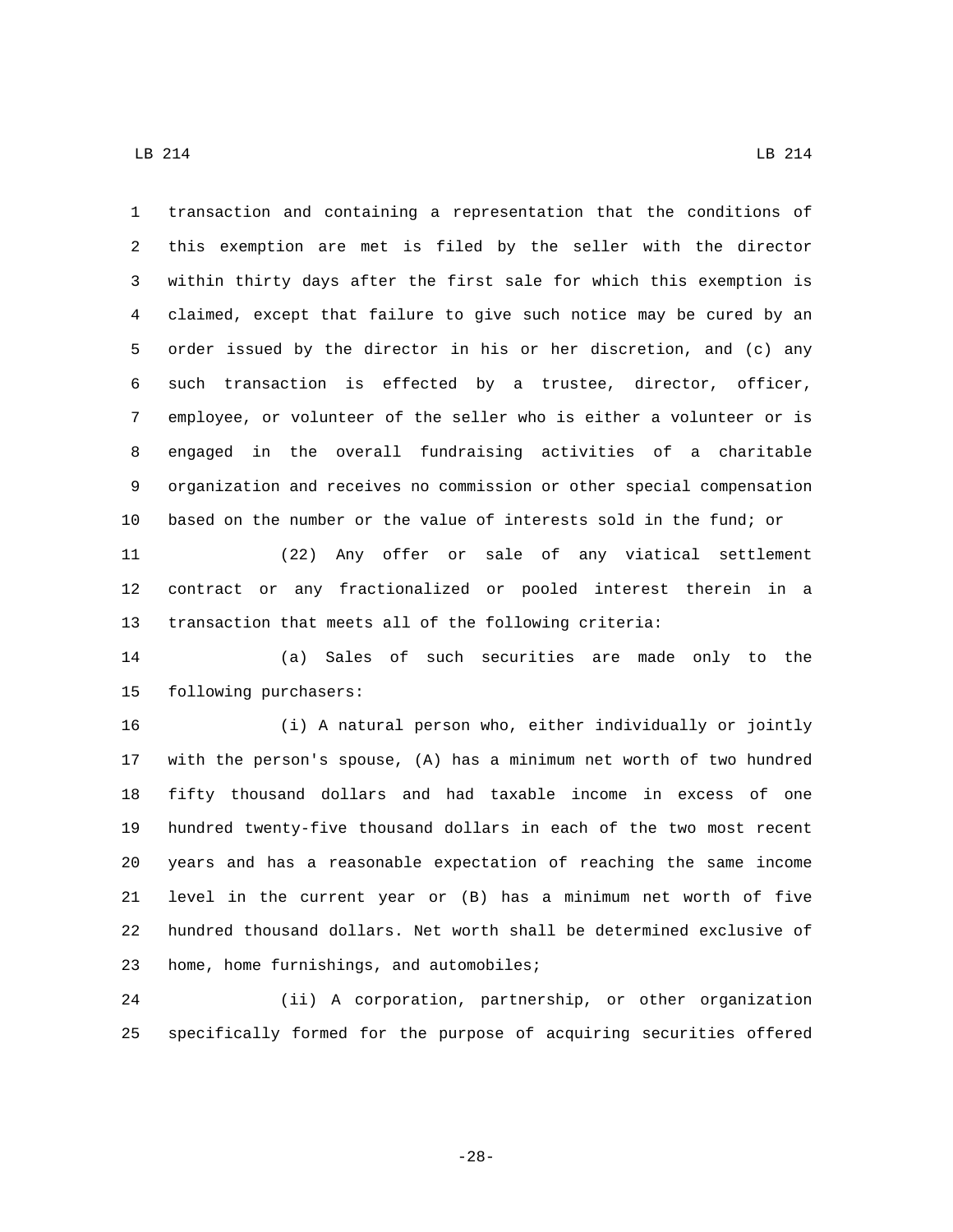transaction and containing a representation that the conditions of this exemption are met is filed by the seller with the director within thirty days after the first sale for which this exemption is claimed, except that failure to give such notice may be cured by an order issued by the director in his or her discretion, and (c) any such transaction is effected by a trustee, director, officer, employee, or volunteer of the seller who is either a volunteer or is engaged in the overall fundraising activities of a charitable organization and receives no commission or other special compensation based on the number or the value of interests sold in the fund; or

(22) Any offer or sale of any viatical settlement contract or any fractionalized or pooled interest therein in a transaction that meets all of the following criteria:

(a) Sales of such securities are made only to the following purchasers:

(i) A natural person who, either individually or jointly with the person's spouse, (A) has a minimum net worth of two hundred fifty thousand dollars and had taxable income in excess of one hundred twenty-five thousand dollars in each of the two most recent years and has a reasonable expectation of reaching the same income level in the current year or (B) has a minimum net worth of five hundred thousand dollars. Net worth shall be determined exclusive of home, home furnishings, and automobiles;

(ii) A corporation, partnership, or other organization specifically formed for the purpose of acquiring securities offered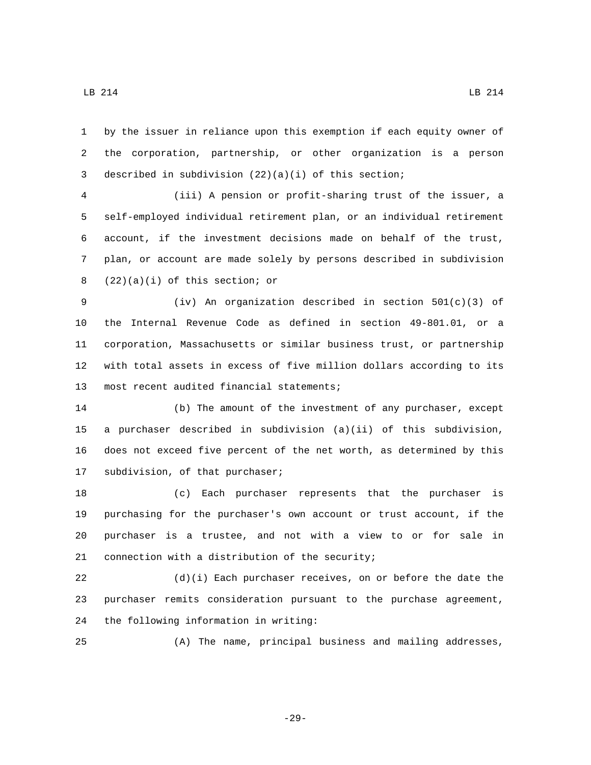by the issuer in reliance upon this exemption if each equity owner of the corporation, partnership, or other organization is a person described in subdivision (22)(a)(i) of this section;

(iii) A pension or profit-sharing trust of the issuer, a self-employed individual retirement plan, or an individual retirement account, if the investment decisions made on behalf of the trust, plan, or account are made solely by persons described in subdivision (22)(a)(i) of this section; or

(iv) An organization described in section 501(c)(3) of the Internal Revenue Code as defined in section 49-801.01, or a corporation, Massachusetts or similar business trust, or partnership with total assets in excess of five million dollars according to its most recent audited financial statements;

(b) The amount of the investment of any purchaser, except a purchaser described in subdivision (a)(ii) of this subdivision, does not exceed five percent of the net worth, as determined by this subdivision, of that purchaser;

(c) Each purchaser represents that the purchaser is purchasing for the purchaser's own account or trust account, if the purchaser is a trustee, and not with a view to or for sale in connection with a distribution of the security;

(d)(i) Each purchaser receives, on or before the date the purchaser remits consideration pursuant to the purchase agreement, the following information in writing:

(A) The name, principal business and mailing addresses,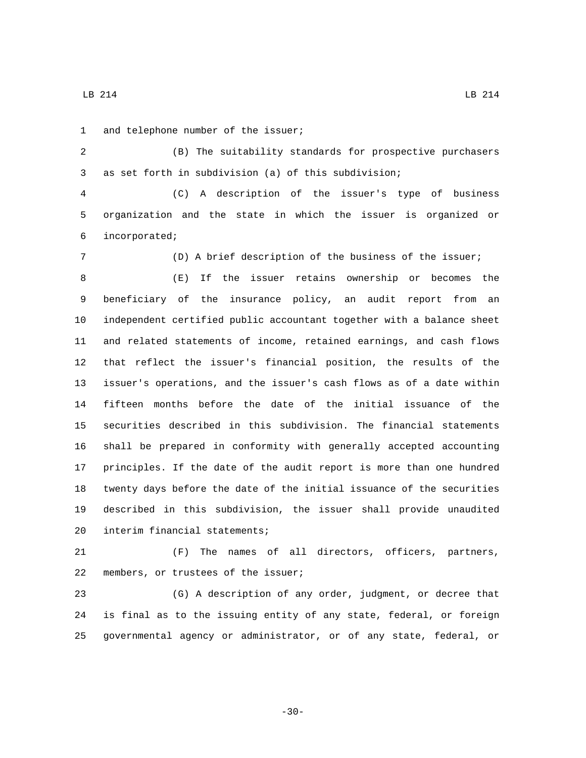and telephone number of the issuer;

(B) The suitability standards for prospective purchasers as set forth in subdivision (a) of this subdivision;

(C) A description of the issuer's type of business organization and the state in which the issuer is organized or incorporated;

(D) A brief description of the business of the issuer;

(E) If the issuer retains ownership or becomes the beneficiary of the insurance policy, an audit report from an independent certified public accountant together with a balance sheet and related statements of income, retained earnings, and cash flows that reflect the issuer's financial position, the results of the issuer's operations, and the issuer's cash flows as of a date within fifteen months before the date of the initial issuance of the securities described in this subdivision. The financial statements shall be prepared in conformity with generally accepted accounting principles. If the date of the audit report is more than one hundred twenty days before the date of the initial issuance of the securities described in this subdivision, the issuer shall provide unaudited interim financial statements;

(F) The names of all directors, officers, partners, members, or trustees of the issuer;

(G) A description of any order, judgment, or decree that is final as to the issuing entity of any state, federal, or foreign governmental agency or administrator, or of any state, federal, or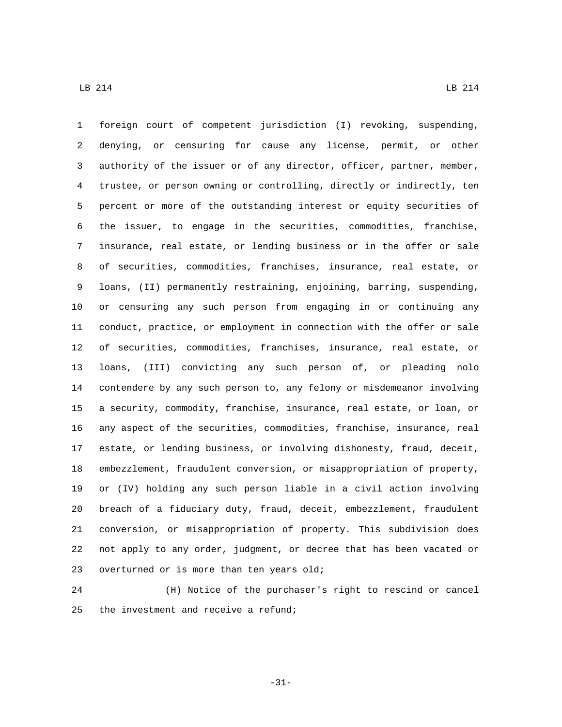foreign court of competent jurisdiction (I) revoking, suspending, denying, or censuring for cause any license, permit, or other authority of the issuer or of any director, officer, partner, member, trustee, or person owning or controlling, directly or indirectly, ten percent or more of the outstanding interest or equity securities of the issuer, to engage in the securities, commodities, franchise, insurance, real estate, or lending business or in the offer or sale of securities, commodities, franchises, insurance, real estate, or loans, (II) permanently restraining, enjoining, barring, suspending, or censuring any such person from engaging in or continuing any conduct, practice, or employment in connection with the offer or sale of securities, commodities, franchises, insurance, real estate, or loans, (III) convicting any such person of, or pleading nolo contendere by any such person to, any felony or misdemeanor involving a security, commodity, franchise, insurance, real estate, or loan, or any aspect of the securities, commodities, franchise, insurance, real estate, or lending business, or involving dishonesty, fraud, deceit, embezzlement, fraudulent conversion, or misappropriation of property, or (IV) holding any such person liable in a civil action involving breach of a fiduciary duty, fraud, deceit, embezzlement, fraudulent conversion, or misappropriation of property. This subdivision does not apply to any order, judgment, or decree that has been vacated or overturned or is more than ten years old;

(H) Notice of the purchaser's right to rescind or cancel the investment and receive a refund;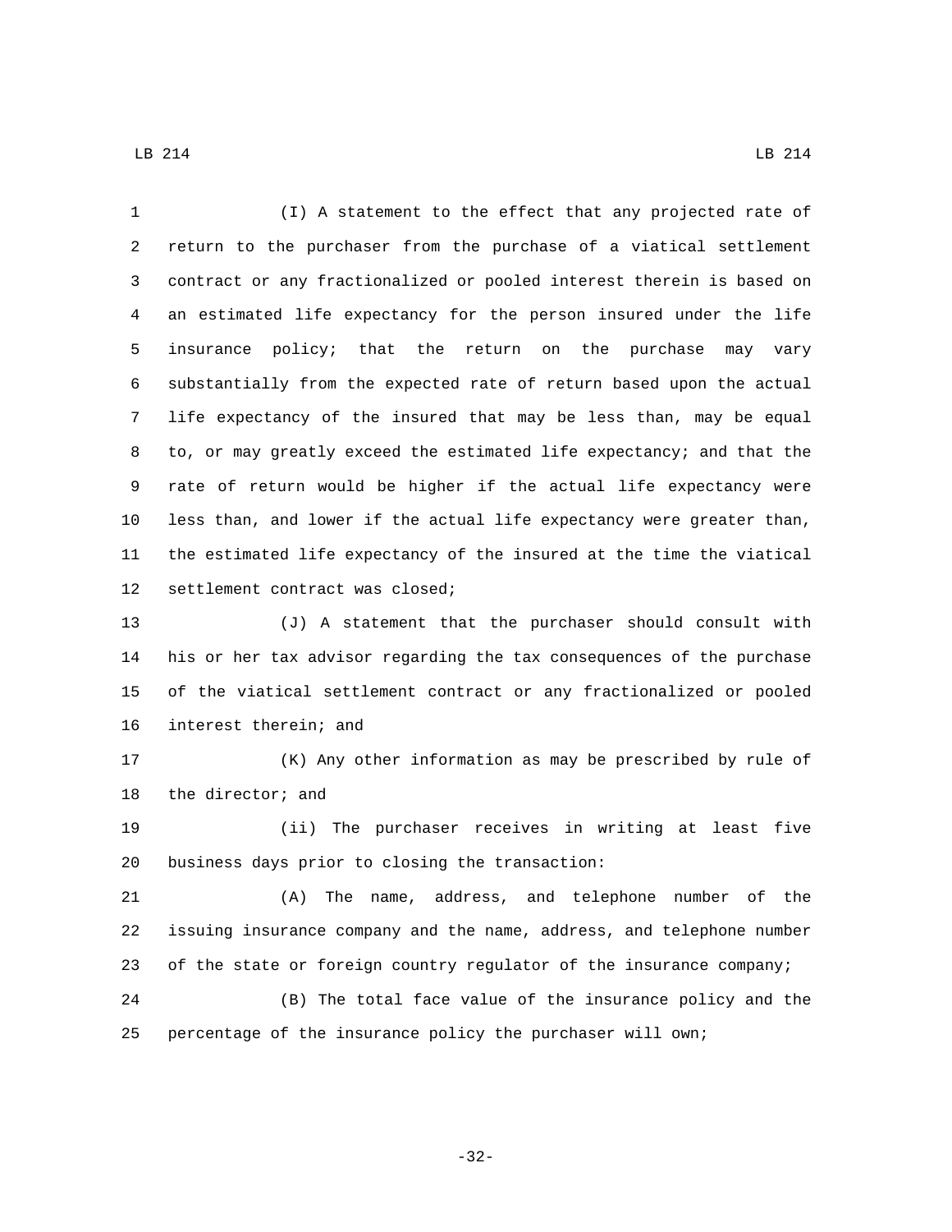(I) A statement to the effect that any projected rate of return to the purchaser from the purchase of a viatical settlement contract or any fractionalized or pooled interest therein is based on an estimated life expectancy for the person insured under the life insurance policy; that the return on the purchase may vary substantially from the expected rate of return based upon the actual life expectancy of the insured that may be less than, may be equal to, or may greatly exceed the estimated life expectancy; and that the rate of return would be higher if the actual life expectancy were less than, and lower if the actual life expectancy were greater than, the estimated life expectancy of the insured at the time the viatical settlement contract was closed;

(J) A statement that the purchaser should consult with his or her tax advisor regarding the tax consequences of the purchase of the viatical settlement contract or any fractionalized or pooled interest therein; and

(K) Any other information as may be prescribed by rule of the director; and

(ii) The purchaser receives in writing at least five business days prior to closing the transaction:

(A) The name, address, and telephone number of the issuing insurance company and the name, address, and telephone number of the state or foreign country regulator of the insurance company;

(B) The total face value of the insurance policy and the percentage of the insurance policy the purchaser will own;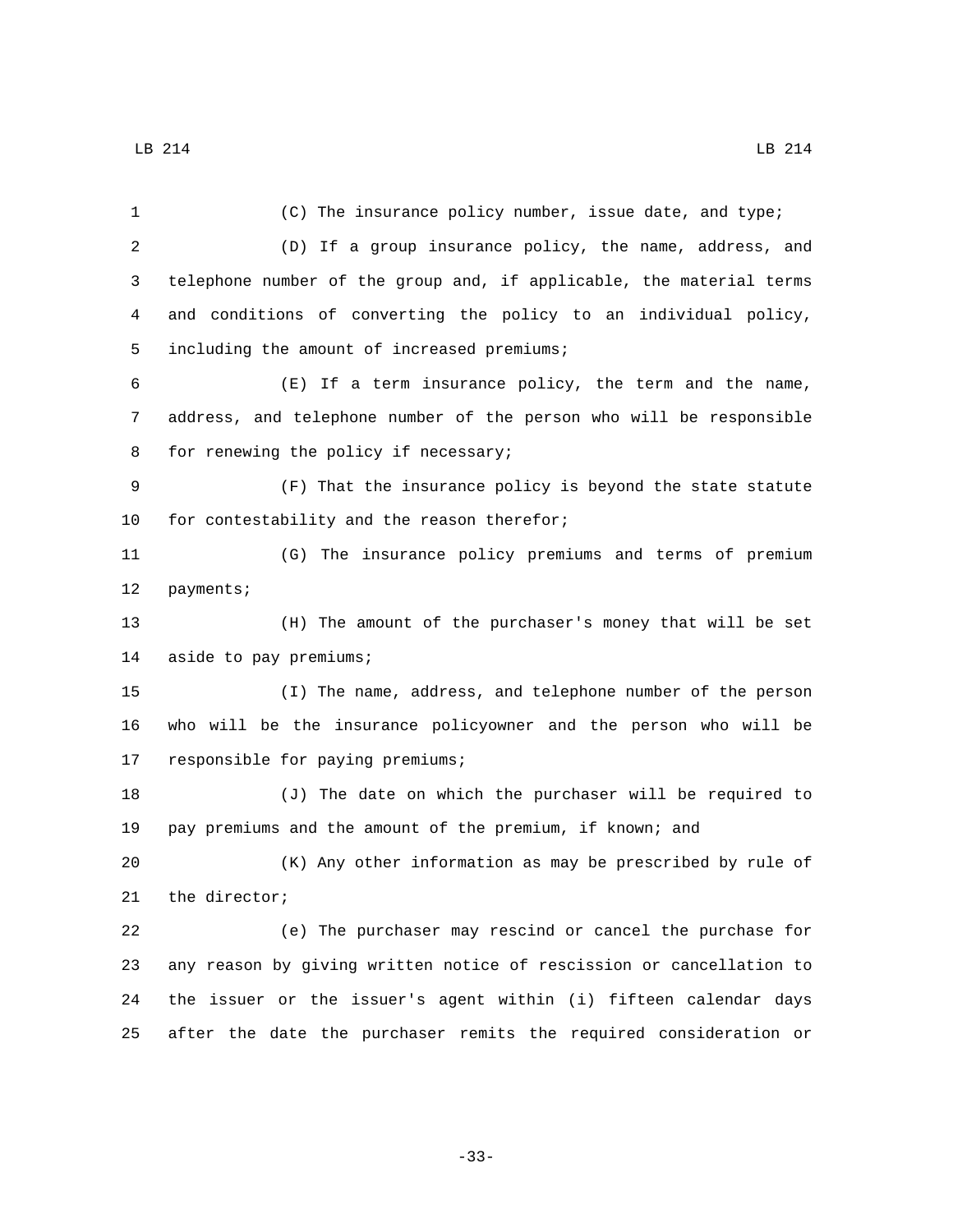(C) The insurance policy number, issue date, and type;

(D) If a group insurance policy, the name, address, and telephone number of the group and, if applicable, the material terms and conditions of converting the policy to an individual policy, including the amount of increased premiums;

(E) If a term insurance policy, the term and the name, address, and telephone number of the person who will be responsible for renewing the policy if necessary;

(F) That the insurance policy is beyond the state statute for contestability and the reason therefor;

(G) The insurance policy premiums and terms of premium payments;

(H) The amount of the purchaser's money that will be set aside to pay premiums;

(I) The name, address, and telephone number of the person who will be the insurance policyowner and the person who will be responsible for paying premiums;

(J) The date on which the purchaser will be required to pay premiums and the amount of the premium, if known; and

(K) Any other information as may be prescribed by rule of the director;

(e) The purchaser may rescind or cancel the purchase for any reason by giving written notice of rescission or cancellation to the issuer or the issuer's agent within (i) fifteen calendar days after the date the purchaser remits the required consideration or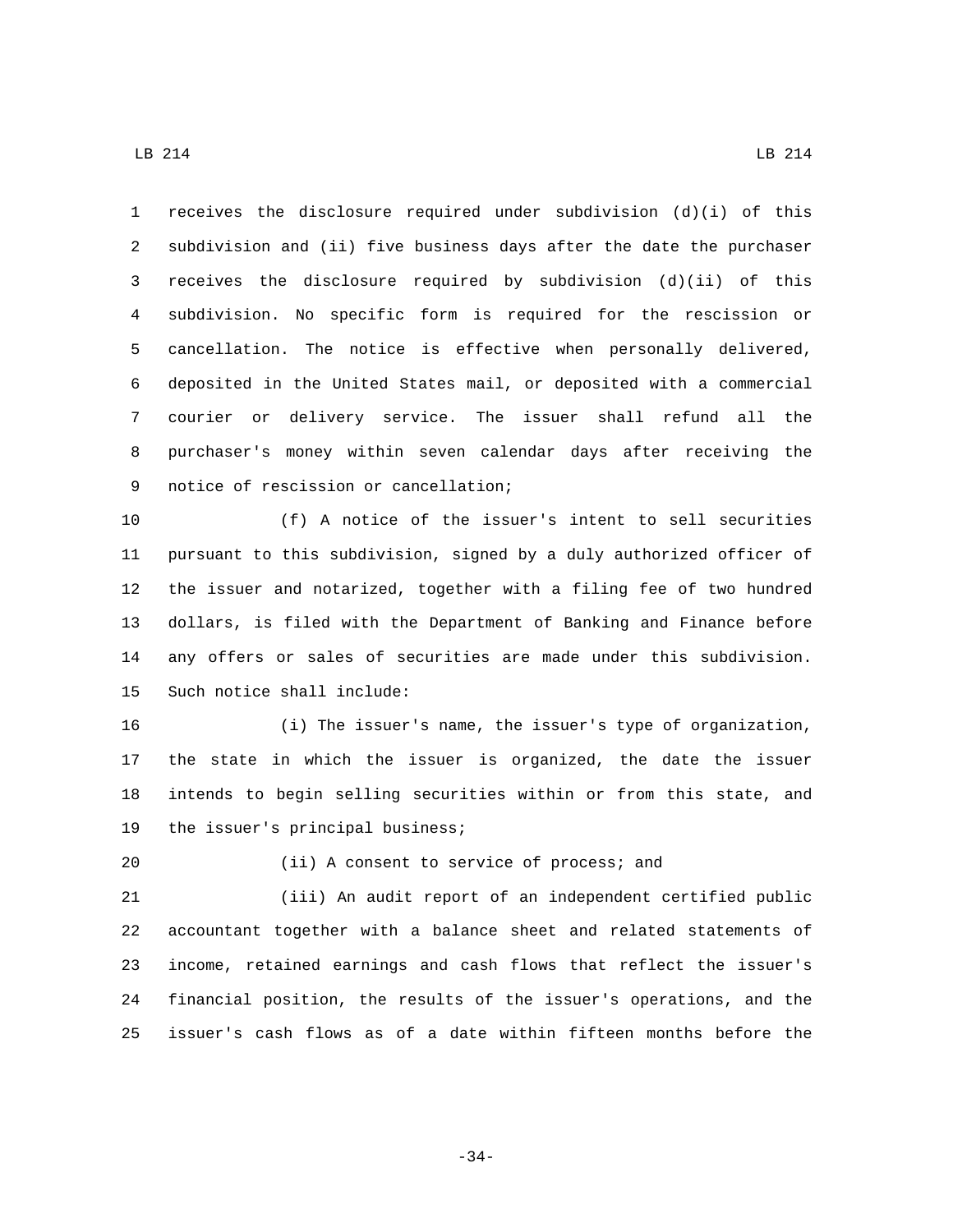receives the disclosure required under subdivision (d)(i) of this subdivision and (ii) five business days after the date the purchaser receives the disclosure required by subdivision (d)(ii) of this subdivision. No specific form is required for the rescission or cancellation. The notice is effective when personally delivered, deposited in the United States mail, or deposited with a commercial courier or delivery service. The issuer shall refund all the purchaser's money within seven calendar days after receiving the notice of rescission or cancellation;

(f) A notice of the issuer's intent to sell securities pursuant to this subdivision, signed by a duly authorized officer of the issuer and notarized, together with a filing fee of two hundred dollars, is filed with the Department of Banking and Finance before any offers or sales of securities are made under this subdivision. Such notice shall include:

(i) The issuer's name, the issuer's type of organization, the state in which the issuer is organized, the date the issuer intends to begin selling securities within or from this state, and the issuer's principal business;

(ii) A consent to service of process; and

(iii) An audit report of an independent certified public accountant together with a balance sheet and related statements of income, retained earnings and cash flows that reflect the issuer's financial position, the results of the issuer's operations, and the issuer's cash flows as of a date within fifteen months before the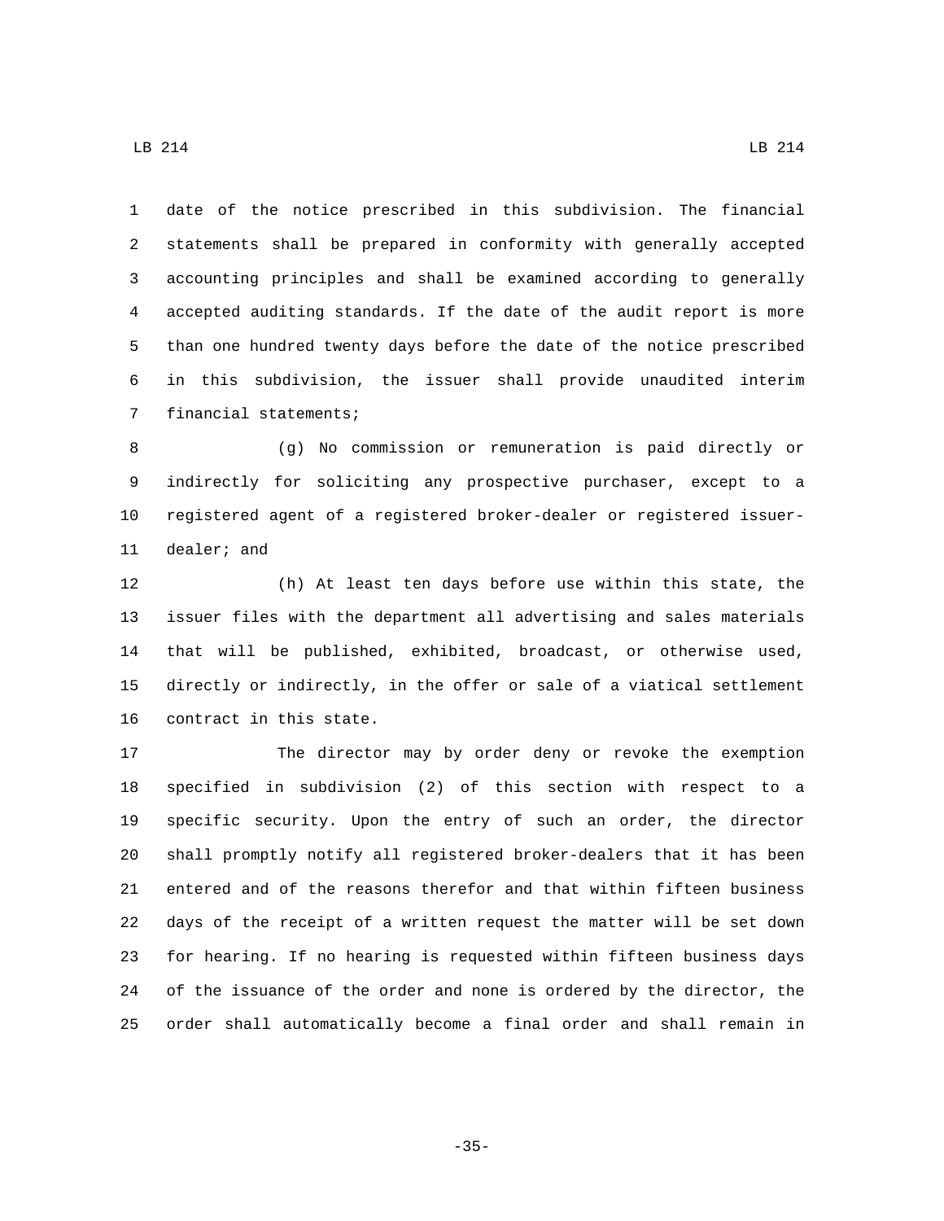date of the notice prescribed in this subdivision. The financial statements shall be prepared in conformity with generally accepted accounting principles and shall be examined according to generally accepted auditing standards. If the date of the audit report is more than one hundred twenty days before the date of the notice prescribed in this subdivision, the issuer shall provide unaudited interim financial statements;

(g) No commission or remuneration is paid directly or indirectly for soliciting any prospective purchaser, except to a registered agent of a registered broker-dealer or registered issuer-dealer; and

(h) At least ten days before use within this state, the issuer files with the department all advertising and sales materials that will be published, exhibited, broadcast, or otherwise used, directly or indirectly, in the offer or sale of a viatical settlement contract in this state.

The director may by order deny or revoke the exemption specified in subdivision (2) of this section with respect to a specific security. Upon the entry of such an order, the director shall promptly notify all registered broker-dealers that it has been entered and of the reasons therefor and that within fifteen business days of the receipt of a written request the matter will be set down for hearing. If no hearing is requested within fifteen business days of the issuance of the order and none is ordered by the director, the order shall automatically become a final order and shall remain in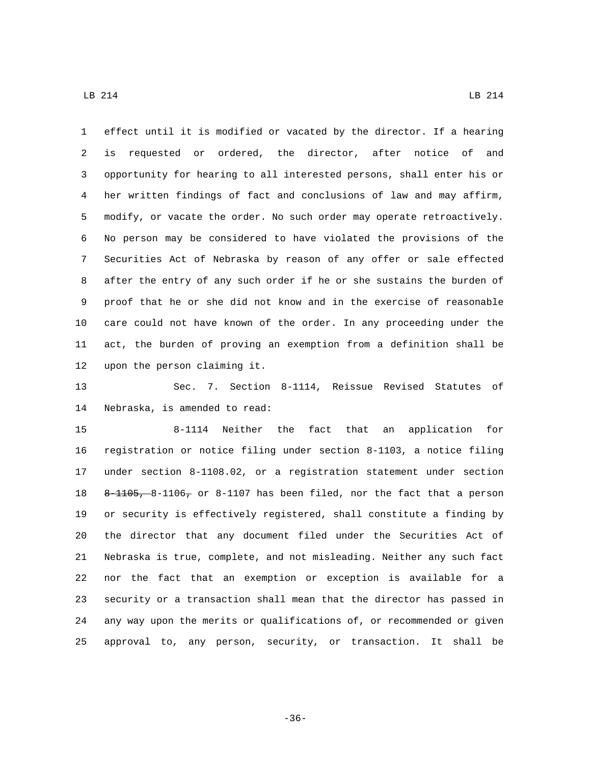effect until it is modified or vacated by the director. If a hearing is requested or ordered, the director, after notice of and opportunity for hearing to all interested persons, shall enter his or her written findings of fact and conclusions of law and may affirm, modify, or vacate the order. No such order may operate retroactively. No person may be considered to have violated the provisions of the Securities Act of Nebraska by reason of any offer or sale effected after the entry of any such order if he or she sustains the burden of proof that he or she did not know and in the exercise of reasonable care could not have known of the order. In any proceeding under the act, the burden of proving an exemption from a definition shall be upon the person claiming it.

Sec. 7. Section 8-1114, Reissue Revised Statutes of Nebraska, is amended to read:

8-1114 Neither the fact that an application for registration or notice filing under section 8-1103, a notice filing under section 8-1108.02, or a registration statement under section ~~8-1105,~~ 8-1106~~,~~ or 8-1107 has been filed, nor the fact that a person or security is effectively registered, shall constitute a finding by the director that any document filed under the Securities Act of Nebraska is true, complete, and not misleading. Neither any such fact nor the fact that an exemption or exception is available for a security or a transaction shall mean that the director has passed in any way upon the merits or qualifications of, or recommended or given approval to, any person, security, or transaction. It shall be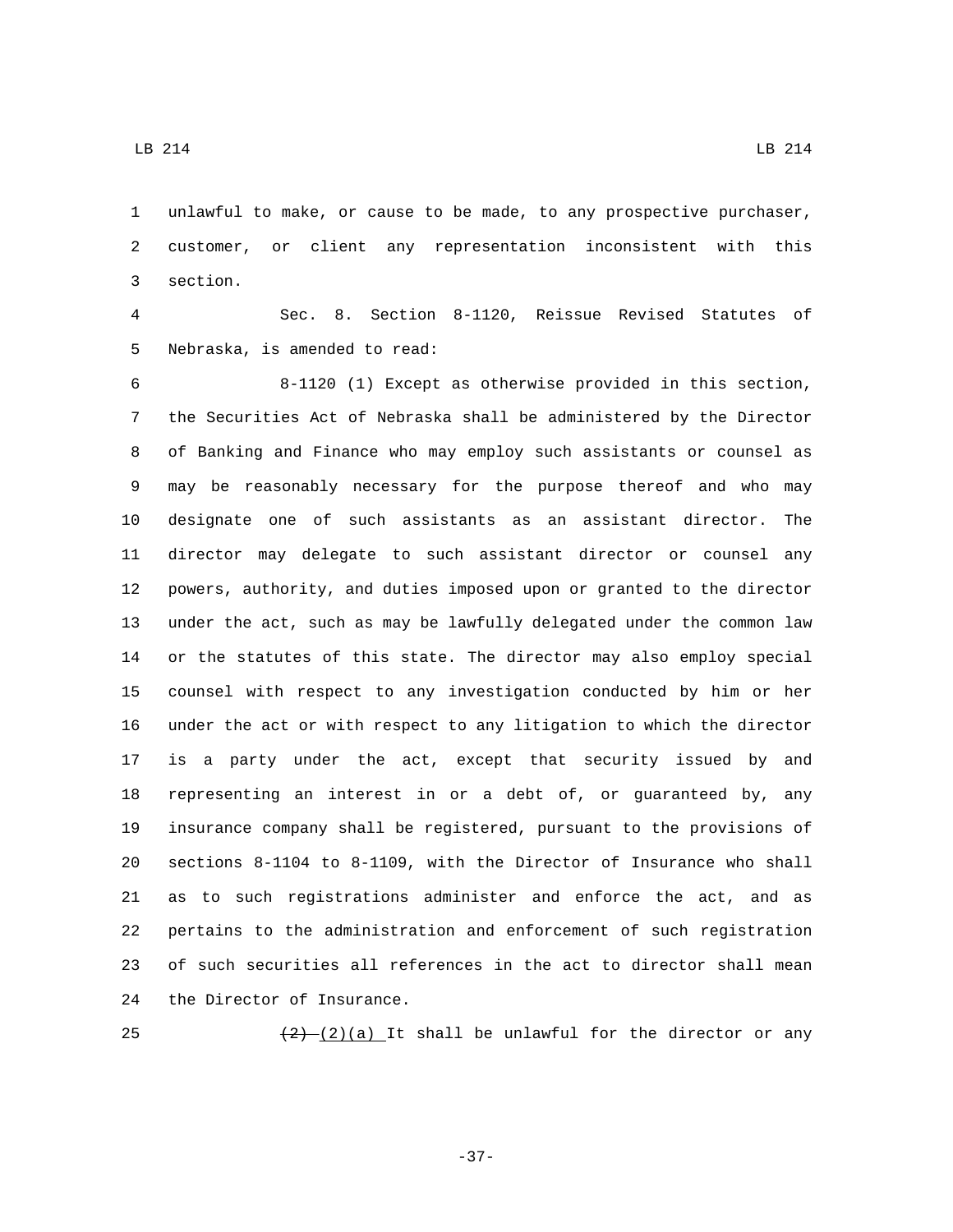unlawful to make, or cause to be made, to any prospective purchaser, customer, or client any representation inconsistent with this section.

Sec. 8. Section 8-1120, Reissue Revised Statutes of Nebraska, is amended to read:

8-1120 (1) Except as otherwise provided in this section, the Securities Act of Nebraska shall be administered by the Director of Banking and Finance who may employ such assistants or counsel as may be reasonably necessary for the purpose thereof and who may designate one of such assistants as an assistant director. The director may delegate to such assistant director or counsel any powers, authority, and duties imposed upon or granted to the director under the act, such as may be lawfully delegated under the common law or the statutes of this state. The director may also employ special counsel with respect to any investigation conducted by him or her under the act or with respect to any litigation to which the director is a party under the act, except that security issued by and representing an interest in or a debt of, or guaranteed by, any insurance company shall be registered, pursuant to the provisions of sections 8-1104 to 8-1109, with the Director of Insurance who shall as to such registrations administer and enforce the act, and as pertains to the administration and enforcement of such registration of such securities all references in the act to director shall mean the Director of Insurance.

~~(2)~~ (2)(a) It shall be unlawful for the director or any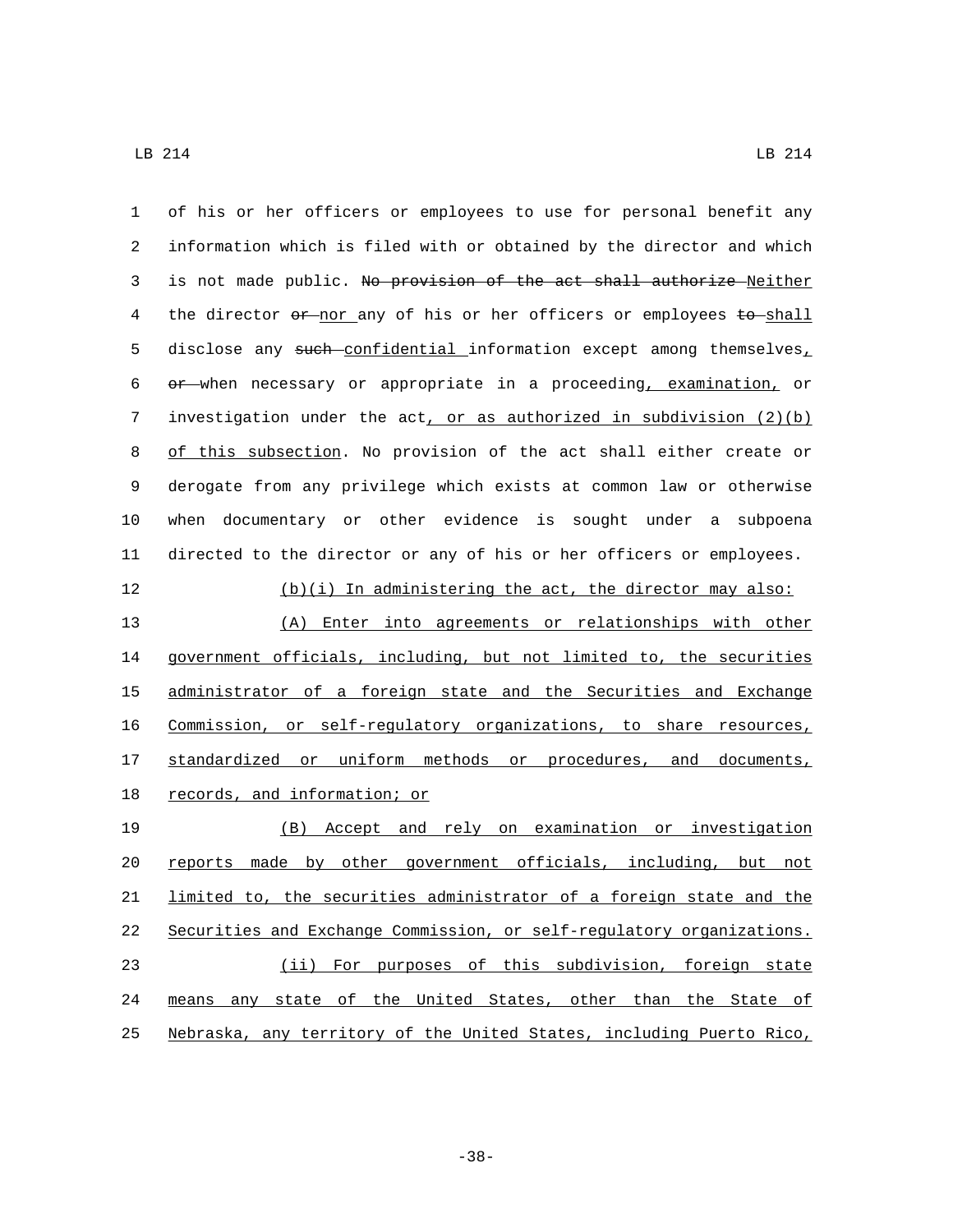of his or her officers or employees to use for personal benefit any information which is filed with or obtained by the director and which is not made public. ~~No provision of the act shall authorize~~ Neither the director ~~or~~ nor any of his or her officers or employees ~~to~~ shall disclose any ~~such~~ confidential information except among themselves, ~~or~~ when necessary or appropriate in a proceeding, examination, or investigation under the act, or as authorized in subdivision (2)(b) of this subsection. No provision of the act shall either create or derogate from any privilege which exists at common law or otherwise when documentary or other evidence is sought under a subpoena directed to the director or any of his or her officers or employees.

(b)(i) In administering the act, the director may also:

(A) Enter into agreements or relationships with other government officials, including, but not limited to, the securities administrator of a foreign state and the Securities and Exchange Commission, or self-regulatory organizations, to share resources, standardized or uniform methods or procedures, and documents, records, and information; or

(B) Accept and rely on examination or investigation reports made by other government officials, including, but not limited to, the securities administrator of a foreign state and the Securities and Exchange Commission, or self-regulatory organizations.

(ii) For purposes of this subdivision, foreign state means any state of the United States, other than the State of Nebraska, any territory of the United States, including Puerto Rico,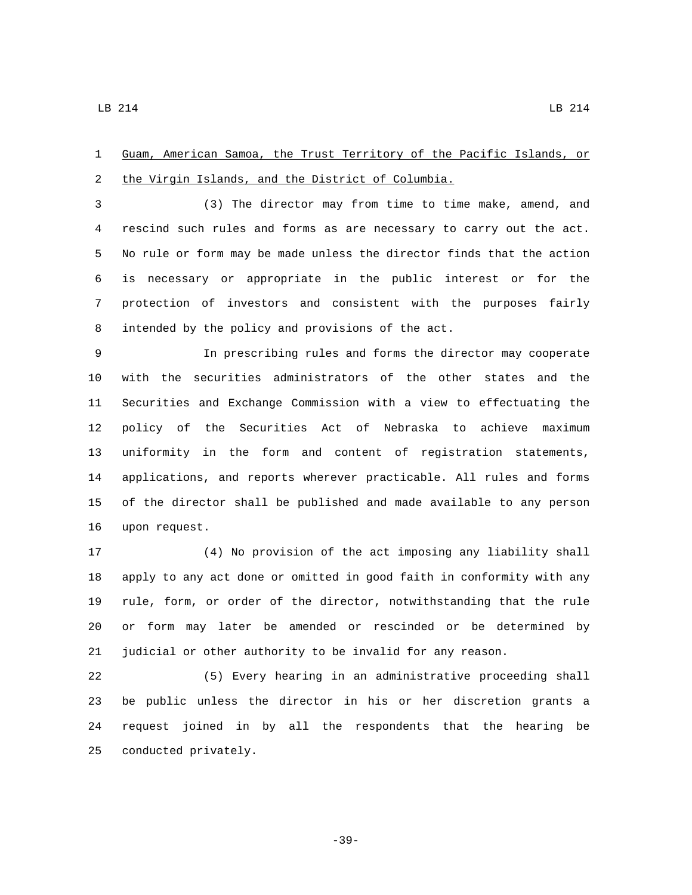Guam, American Samoa, the Trust Territory of the Pacific Islands, or the Virgin Islands, and the District of Columbia.

(3) The director may from time to time make, amend, and rescind such rules and forms as are necessary to carry out the act. No rule or form may be made unless the director finds that the action is necessary or appropriate in the public interest or for the protection of investors and consistent with the purposes fairly intended by the policy and provisions of the act.

In prescribing rules and forms the director may cooperate with the securities administrators of the other states and the Securities and Exchange Commission with a view to effectuating the policy of the Securities Act of Nebraska to achieve maximum uniformity in the form and content of registration statements, applications, and reports wherever practicable. All rules and forms of the director shall be published and made available to any person upon request.

(4) No provision of the act imposing any liability shall apply to any act done or omitted in good faith in conformity with any rule, form, or order of the director, notwithstanding that the rule or form may later be amended or rescinded or be determined by judicial or other authority to be invalid for any reason.

(5) Every hearing in an administrative proceeding shall be public unless the director in his or her discretion grants a request joined in by all the respondents that the hearing be conducted privately.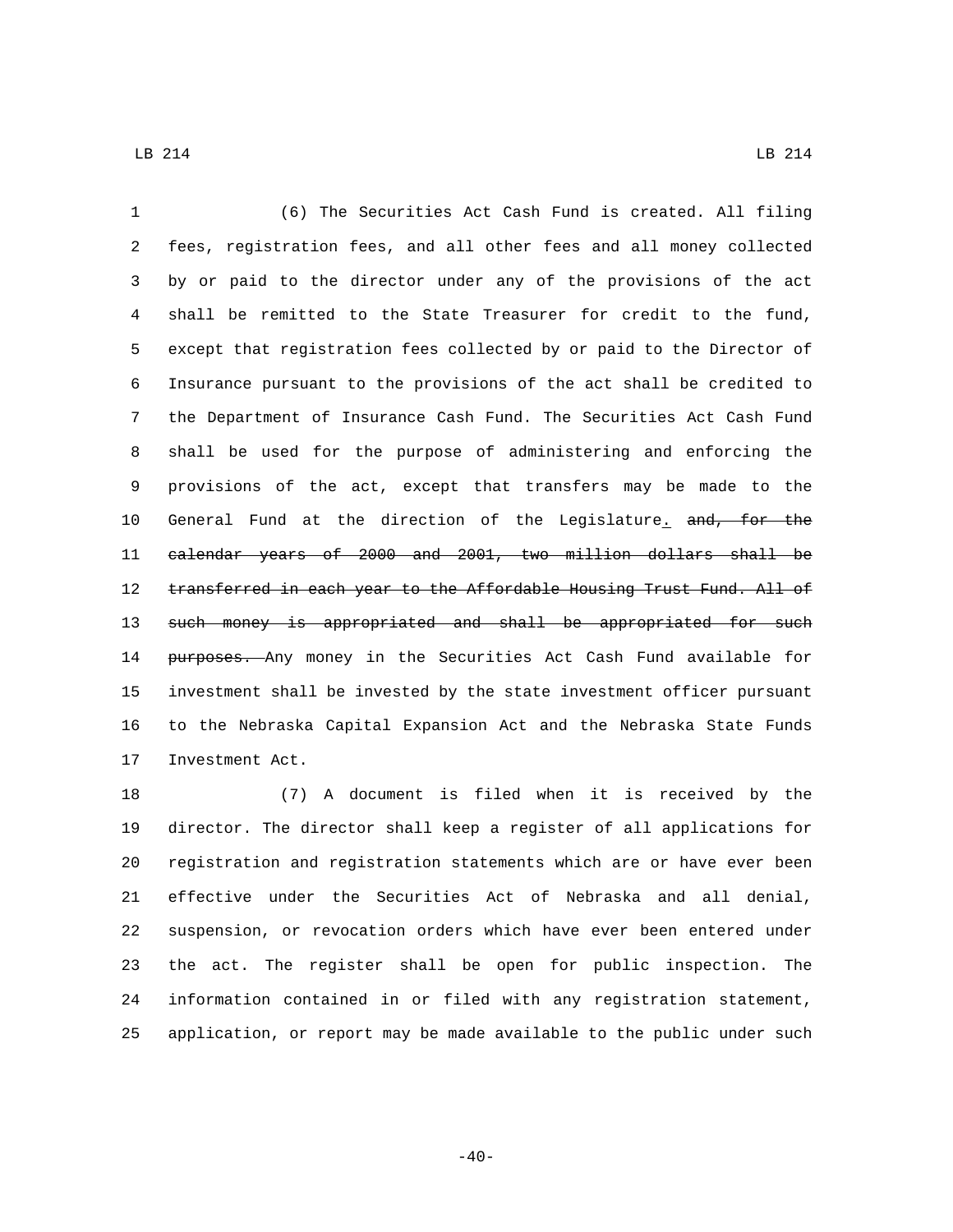(6) The Securities Act Cash Fund is created. All filing fees, registration fees, and all other fees and all money collected by or paid to the director under any of the provisions of the act shall be remitted to the State Treasurer for credit to the fund, except that registration fees collected by or paid to the Director of Insurance pursuant to the provisions of the act shall be credited to the Department of Insurance Cash Fund. The Securities Act Cash Fund shall be used for the purpose of administering and enforcing the provisions of the act, except that transfers may be made to the General Fund at the direction of the Legislature<u>.</u> ~~and, for the calendar years of 2000 and 2001, two million dollars shall be transferred in each year to the Affordable Housing Trust Fund. All of such money is appropriated and shall be appropriated for such purposes.~~ Any money in the Securities Act Cash Fund available for investment shall be invested by the state investment officer pursuant to the Nebraska Capital Expansion Act and the Nebraska State Funds Investment Act.

(7) A document is filed when it is received by the director. The director shall keep a register of all applications for registration and registration statements which are or have ever been effective under the Securities Act of Nebraska and all denial, suspension, or revocation orders which have ever been entered under the act. The register shall be open for public inspection. The information contained in or filed with any registration statement, application, or report may be made available to the public under such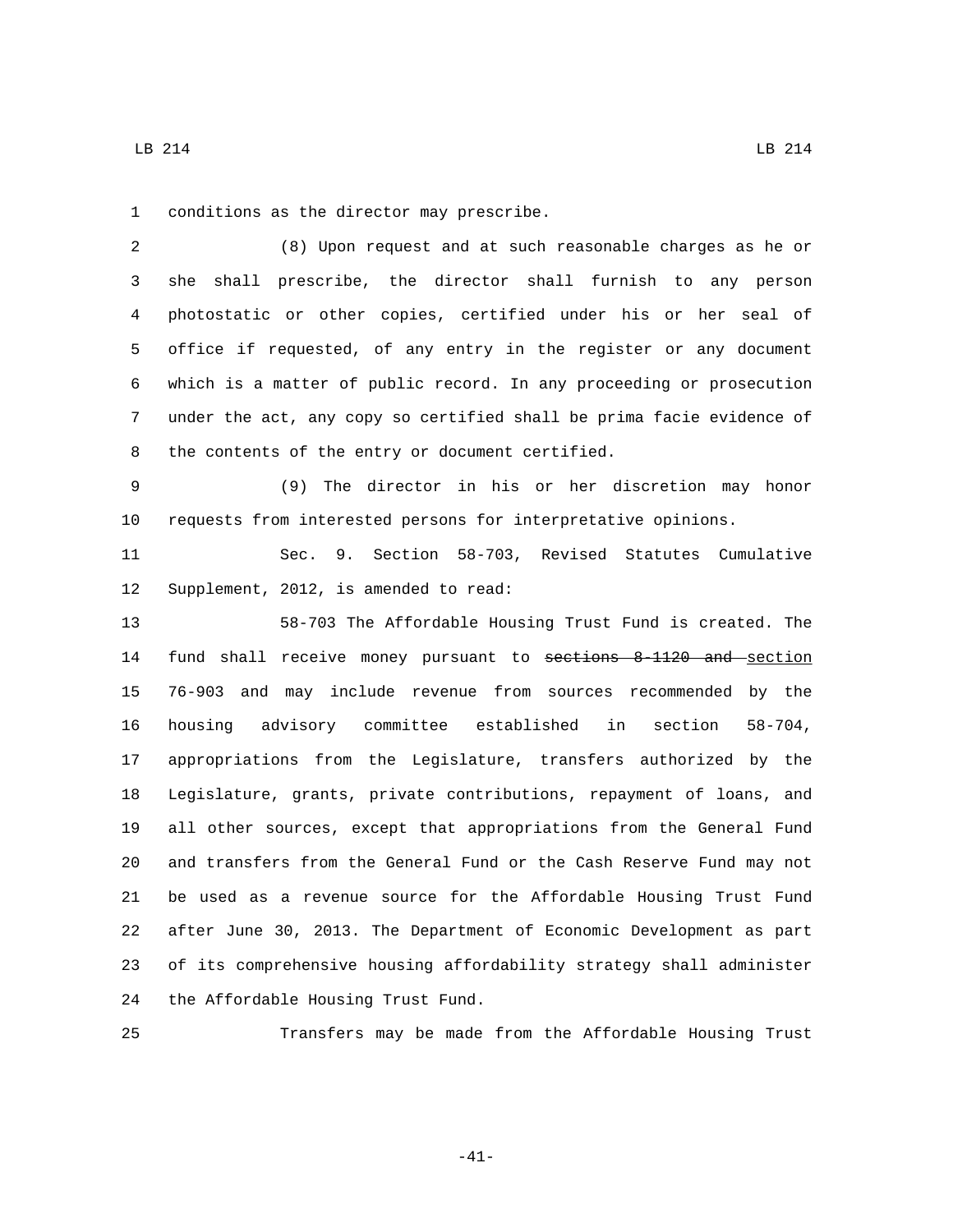conditions as the director may prescribe.

(8) Upon request and at such reasonable charges as he or she shall prescribe, the director shall furnish to any person photostatic or other copies, certified under his or her seal of office if requested, of any entry in the register or any document which is a matter of public record. In any proceeding or prosecution under the act, any copy so certified shall be prima facie evidence of the contents of the entry or document certified.

(9) The director in his or her discretion may honor requests from interested persons for interpretative opinions.

Sec. 9. Section 58-703, Revised Statutes Cumulative Supplement, 2012, is amended to read:

58-703 The Affordable Housing Trust Fund is created. The fund shall receive money pursuant to ~~sections 8-1120 and~~ section 76-903 and may include revenue from sources recommended by the housing advisory committee established in section 58-704, appropriations from the Legislature, transfers authorized by the Legislature, grants, private contributions, repayment of loans, and all other sources, except that appropriations from the General Fund and transfers from the General Fund or the Cash Reserve Fund may not be used as a revenue source for the Affordable Housing Trust Fund after June 30, 2013. The Department of Economic Development as part of its comprehensive housing affordability strategy shall administer the Affordable Housing Trust Fund.

Transfers may be made from the Affordable Housing Trust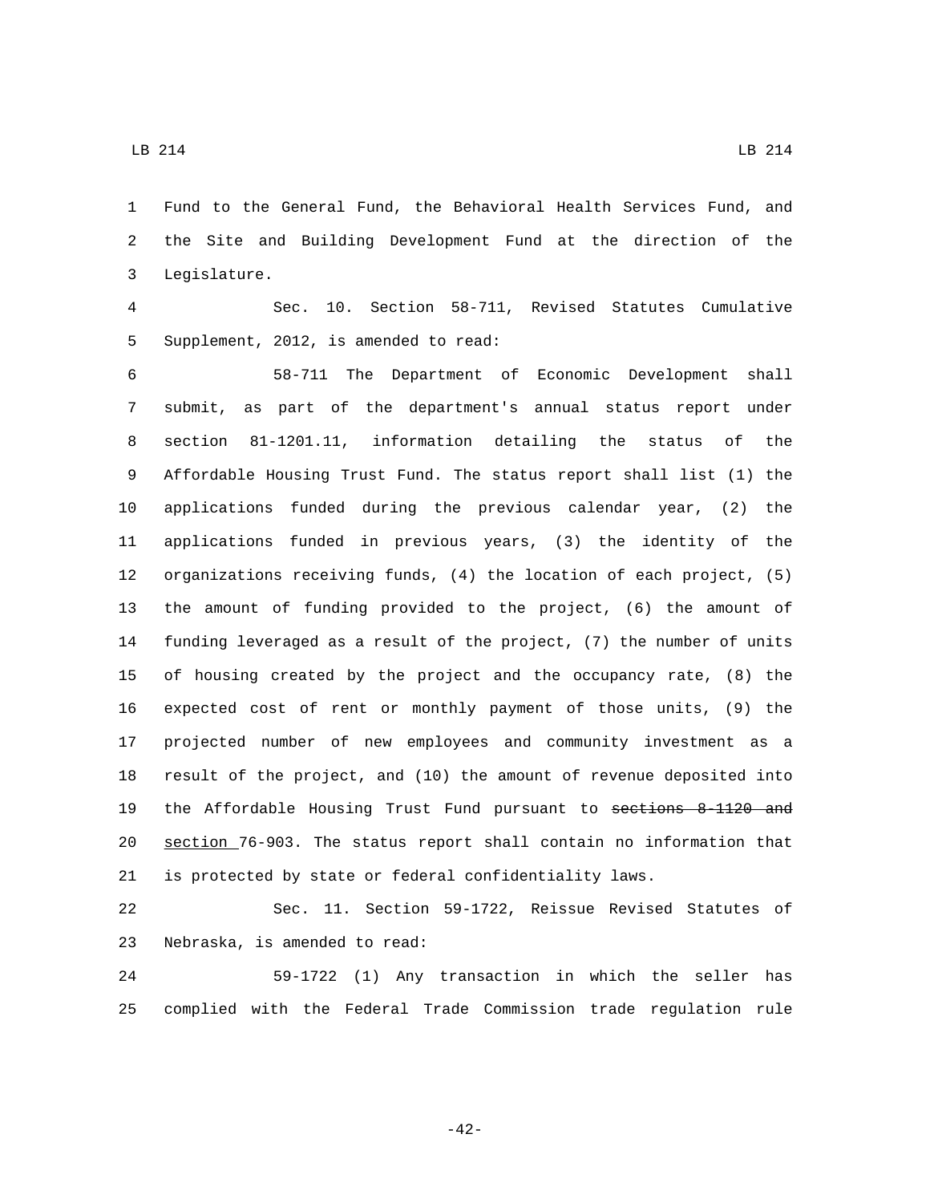Fund to the General Fund, the Behavioral Health Services Fund, and the Site and Building Development Fund at the direction of the Legislature.

Sec. 10. Section 58-711, Revised Statutes Cumulative Supplement, 2012, is amended to read:

58-711 The Department of Economic Development shall submit, as part of the department's annual status report under section 81-1201.11, information detailing the status of the Affordable Housing Trust Fund. The status report shall list (1) the applications funded during the previous calendar year, (2) the applications funded in previous years, (3) the identity of the organizations receiving funds, (4) the location of each project, (5) the amount of funding provided to the project, (6) the amount of funding leveraged as a result of the project, (7) the number of units of housing created by the project and the occupancy rate, (8) the expected cost of rent or monthly payment of those units, (9) the projected number of new employees and community investment as a result of the project, and (10) the amount of revenue deposited into the Affordable Housing Trust Fund pursuant to ~~sections 8-1120 and~~ section 76-903. The status report shall contain no information that is protected by state or federal confidentiality laws.

Sec. 11. Section 59-1722, Reissue Revised Statutes of Nebraska, is amended to read:

59-1722 (1) Any transaction in which the seller has complied with the Federal Trade Commission trade regulation rule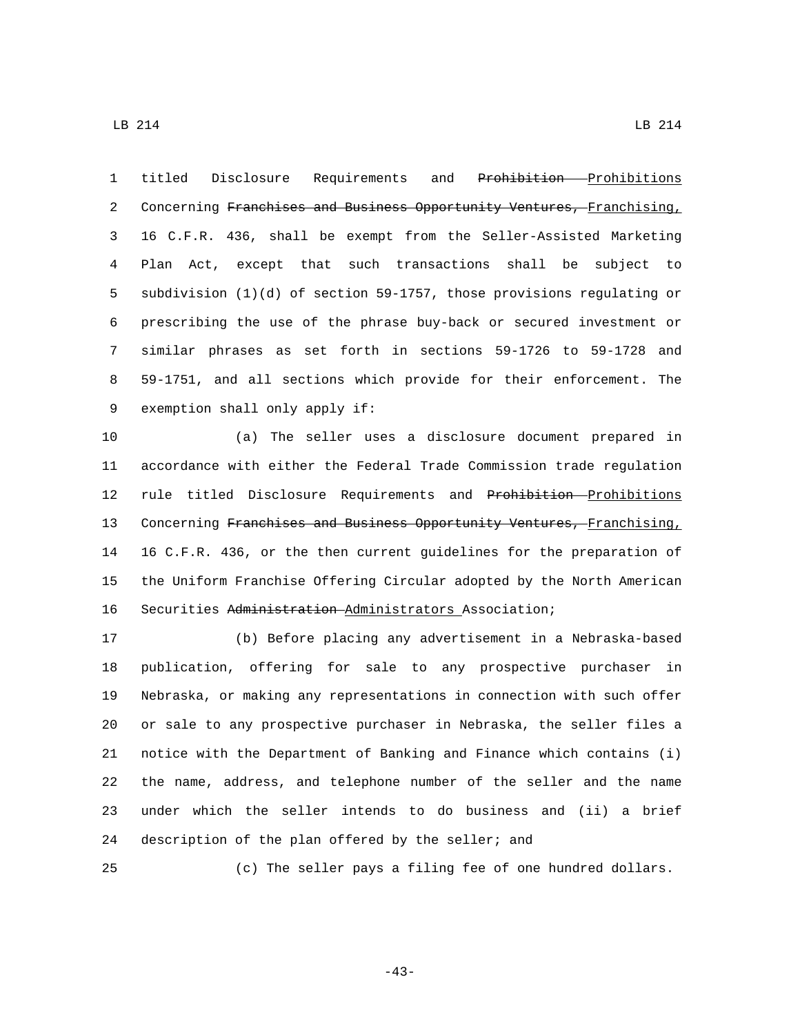titled Disclosure Requirements and ~~Prohibition~~ Prohibitions Concerning ~~Franchises and Business Opportunity Ventures,~~ Franchising, 16 C.F.R. 436, shall be exempt from the Seller-Assisted Marketing Plan Act, except that such transactions shall be subject to subdivision (1)(d) of section 59-1757, those provisions regulating or prescribing the use of the phrase buy-back or secured investment or similar phrases as set forth in sections 59-1726 to 59-1728 and 59-1751, and all sections which provide for their enforcement. The exemption shall only apply if:

(a) The seller uses a disclosure document prepared in accordance with either the Federal Trade Commission trade regulation rule titled Disclosure Requirements and ~~Prohibition~~ Prohibitions Concerning ~~Franchises and Business Opportunity Ventures,~~ Franchising, 16 C.F.R. 436, or the then current guidelines for the preparation of the Uniform Franchise Offering Circular adopted by the North American Securities ~~Administration~~ Administrators Association;

(b) Before placing any advertisement in a Nebraska-based publication, offering for sale to any prospective purchaser in Nebraska, or making any representations in connection with such offer or sale to any prospective purchaser in Nebraska, the seller files a notice with the Department of Banking and Finance which contains (i) the name, address, and telephone number of the seller and the name under which the seller intends to do business and (ii) a brief description of the plan offered by the seller; and

(c) The seller pays a filing fee of one hundred dollars.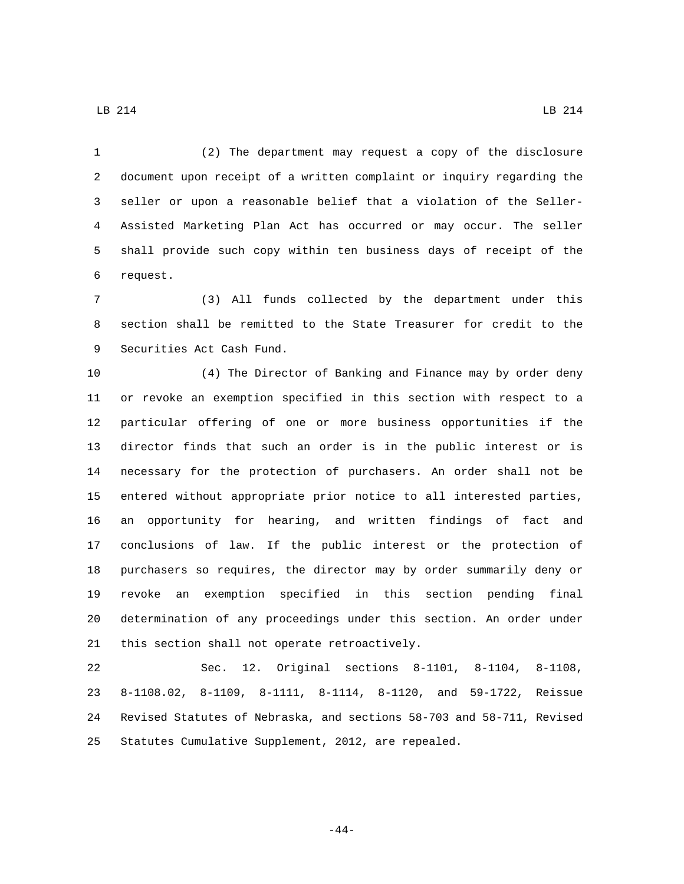(2) The department may request a copy of the disclosure document upon receipt of a written complaint or inquiry regarding the seller or upon a reasonable belief that a violation of the Seller-Assisted Marketing Plan Act has occurred or may occur. The seller shall provide such copy within ten business days of receipt of the request.

(3) All funds collected by the department under this section shall be remitted to the State Treasurer for credit to the Securities Act Cash Fund.

(4) The Director of Banking and Finance may by order deny or revoke an exemption specified in this section with respect to a particular offering of one or more business opportunities if the director finds that such an order is in the public interest or is necessary for the protection of purchasers. An order shall not be entered without appropriate prior notice to all interested parties, an opportunity for hearing, and written findings of fact and conclusions of law. If the public interest or the protection of purchasers so requires, the director may by order summarily deny or revoke an exemption specified in this section pending final determination of any proceedings under this section. An order under this section shall not operate retroactively.

Sec. 12. Original sections 8-1101, 8-1104, 8-1108, 8-1108.02, 8-1109, 8-1111, 8-1114, 8-1120, and 59-1722, Reissue Revised Statutes of Nebraska, and sections 58-703 and 58-711, Revised Statutes Cumulative Supplement, 2012, are repealed.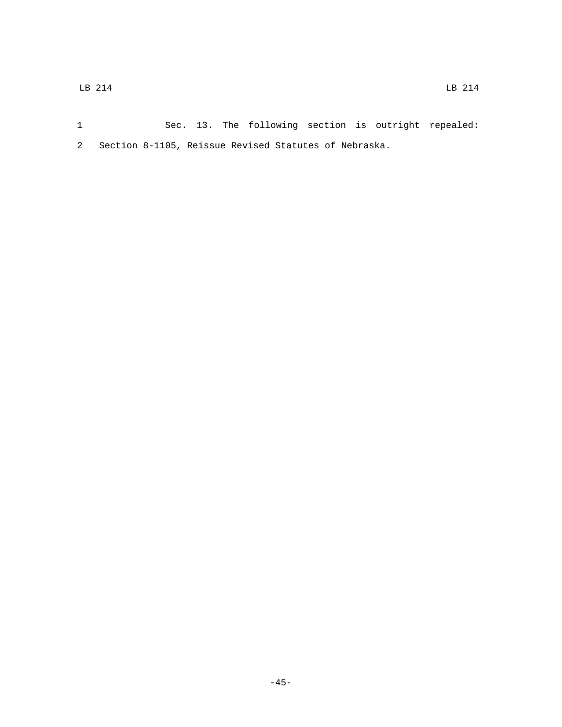Sec. 13. The following section is outright repealed: Section 8-1105, Reissue Revised Statutes of Nebraska.